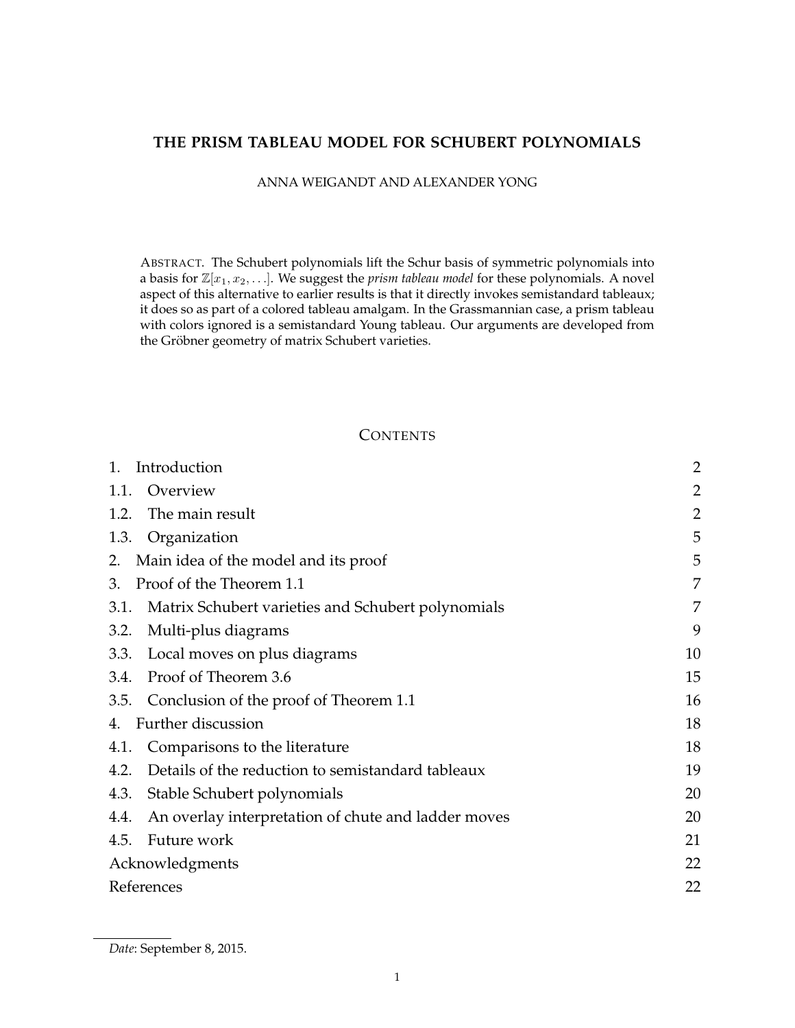# THE PRISM TABLEAU MODEL FOR SCHUBERT POLYNOMIALS

ANNA WEIGANDT AND ALEXANDER YONG

ABSTRACT. The Schubert polynomials lift the Schur basis of symmetric polynomials into a basis for $\mathbb{Z}[x_1, x_2, \ldots]$. We suggest the *prism tableau model* for these polynomials. A novel aspect of this alternative to earlier results is that it directly invokes semistandard tableaux; it does so as part of a colored tableau amalgam. In the Grassmannian case, a prism tableau with colors ignored is a semistandard Young tableau. Our arguments are developed from the Gröbner geometry of matrix Schubert varieties.

## CONTENTS

| | |
|---|---|
| 1. Introduction | 2 |
| 1.1. Overview | 2 |
| 1.2. The main result | 2 |
| 1.3. Organization | 5 |
| 2. Main idea of the model and its proof | 5 |
| 3. Proof of the Theorem 1.1 | 7 |
| 3.1. Matrix Schubert varieties and Schubert polynomials | 7 |
| 3.2. Multi-plus diagrams | 9 |
| 3.3. Local moves on plus diagrams | 10 |
| 3.4. Proof of Theorem 3.6 | 15 |
| 3.5. Conclusion of the proof of Theorem 1.1 | 16 |
| 4. Further discussion | 18 |
| 4.1. Comparisons to the literature | 18 |
| 4.2. Details of the reduction to semistandard tableaux | 19 |
| 4.3. Stable Schubert polynomials | 20 |
| 4.4. An overlay interpretation of chute and ladder moves | 20 |
| 4.5. Future work | 21 |
| Acknowledgments | 22 |
| References | 22 |

*Date*: September 8, 2015.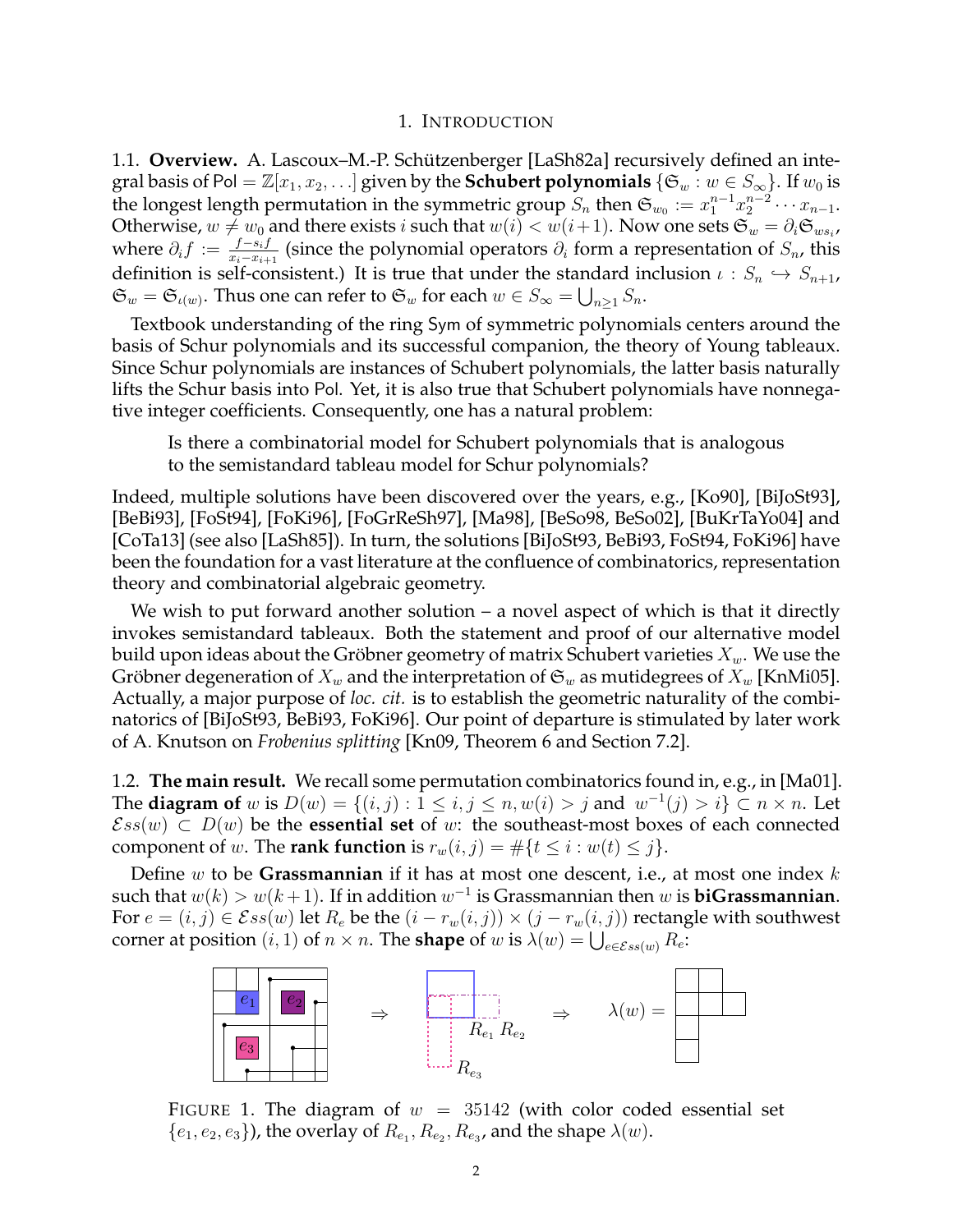# 1. Introduction

1.1. **Overview.** A. Lascoux–M.-P. Schützenberger [LaSh82a] recursively defined an integral basis of $\mathsf{Pol} = \mathbb{Z}[x_1, x_2, \ldots]$ given by the **Schubert polynomials** $\{\mathfrak{S}_w : w \in S_\infty\}$. If $w_0$ is the longest length permutation in the symmetric group $S_n$ then $\mathfrak{S}_{w_0} := x_1^{n-1}x_2^{n-2}\cdots x_{n-1}$. Otherwise, $w \neq w_0$ and there exists $i$ such that $w(i) < w(i+1)$. Now one sets $\mathfrak{S}_w = \partial_i \mathfrak{S}_{ws_i}$, where $\partial_i f := \frac{f - s_i f}{x_i - x_{i+1}}$ (since the polynomial operators $\partial_i$ form a representation of $S_n$, this definition is self-consistent.) It is true that under the standard inclusion $\iota : S_n \hookrightarrow S_{n+1}$, $\mathfrak{S}_w = \mathfrak{S}_{\iota(w)}$. Thus one can refer to $\mathfrak{S}_w$ for each $w \in S_\infty = \bigcup_{n\geq 1} S_n$.

Textbook understanding of the ring $\mathsf{Sym}$ of symmetric polynomials centers around the basis of Schur polynomials and its successful companion, the theory of Young tableaux. Since Schur polynomials are instances of Schubert polynomials, the latter basis naturally lifts the Schur basis into $\mathsf{Pol}$. Yet, it is also true that Schubert polynomials have nonnegative integer coefficients. Consequently, one has a natural problem:

> Is there a combinatorial model for Schubert polynomials that is analogous to the semistandard tableau model for Schur polynomials?

Indeed, multiple solutions have been discovered over the years, e.g., [Ko90], [BiJoSt93], [BeBi93], [FoSt94], [FoKi96], [FoGrReSh97], [Ma98], [BeSo98, BeSo02], [BuKrTaYo04] and [CoTa13] (see also [LaSh85]). In turn, the solutions [BiJoSt93, BeBi93, FoSt94, FoKi96] have been the foundation for a vast literature at the confluence of combinatorics, representation theory and combinatorial algebraic geometry.

We wish to put forward another solution – a novel aspect of which is that it directly invokes semistandard tableaux. Both the statement and proof of our alternative model build upon ideas about the Gröbner geometry of matrix Schubert varieties $X_w$. We use the Gröbner degeneration of $X_w$ and the interpretation of $\mathfrak{S}_w$ as mutidegrees of $X_w$ [KnMi05]. Actually, a major purpose of *loc. cit.* is to establish the geometric naturality of the combinatorics of [BiJoSt93, BeBi93, FoKi96]. Our point of departure is stimulated by later work of A. Knutson on *Frobenius splitting* [Kn09, Theorem 6 and Section 7.2].

1.2. **The main result.** We recall some permutation combinatorics found in, e.g., in [Ma01]. The **diagram of** $w$ is $D(w) = \{(i,j) : 1 \leq i,j \leq n, w(i) > j \text{ and } w^{-1}(j) > i\} \subset n \times n$. Let $\mathcal{E}ss(w) \subset D(w)$ be the **essential set** of $w$: the southeast-most boxes of each connected component of $w$. The **rank function** is $r_w(i,j) = \#\{t \leq i : w(t) \leq j\}$.

Define $w$ to be **Grassmannian** if it has at most one descent, i.e., at most one index $k$ such that $w(k) > w(k+1)$. If in addition $w^{-1}$ is Grassmannian then $w$ is **biGrassmannian**. For $e = (i,j) \in \mathcal{E}ss(w)$ let $R_e$ be the $(i - r_w(i,j)) \times (j - r_w(i,j))$ rectangle with southwest corner at position $(i, 1)$ of $n \times n$. The **shape** of $w$ is $\lambda(w) = \bigcup_{e \in \mathcal{E}ss(w)} R_e$:

FIGURE 1. The diagram of $w = 35142$ (with color coded essential set $\{e_1, e_2, e_3\}$), the overlay of $R_{e_1}, R_{e_2}, R_{e_3}$, and the shape $\lambda(w)$.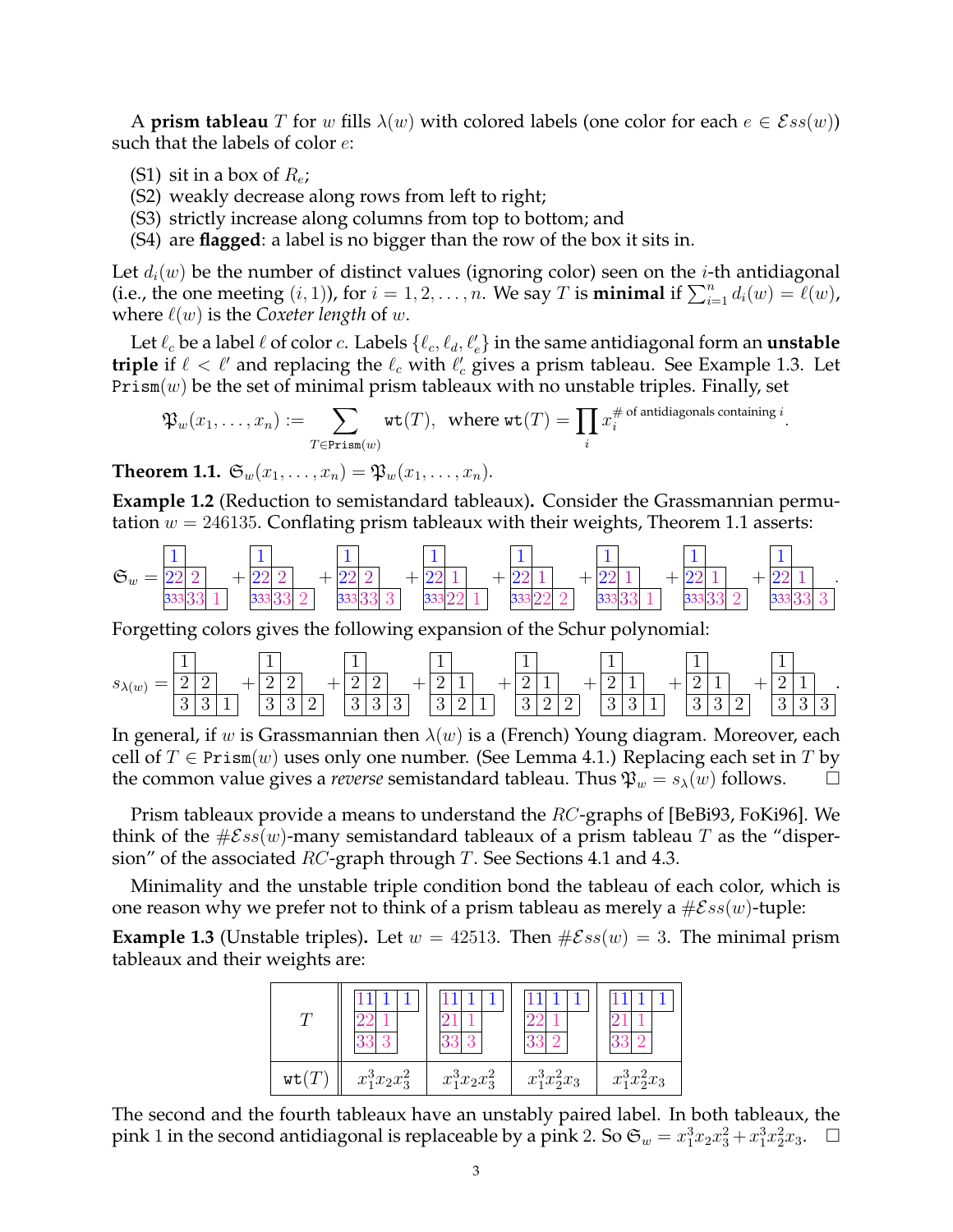A **prism tableau** $T$ for $w$ fills $\lambda(w)$ with colored labels (one color for each $e \in \mathcal{E}ss(w)$) such that the labels of color $e$:

(S1) sit in a box of $R_e$;
(S2) weakly decrease along rows from left to right;
(S3) strictly increase along columns from top to bottom; and
(S4) are **flagged**: a label is no bigger than the row of the box it sits in.

Let $d_i(w)$ be the number of distinct values (ignoring color) seen on the $i$-th antidiagonal (i.e., the one meeting $(i, 1)$), for $i = 1, 2, \ldots, n$. We say $T$ is **minimal** if $\sum_{i=1}^{n} d_i(w) = \ell(w)$, where $\ell(w)$ is the *Coxeter length* of $w$.

Let $\ell_c$ be a label $\ell$ of color $c$. Labels $\{\ell_c, \ell_d, \ell'_e\}$ in the same antidiagonal form an **unstable triple** if $\ell < \ell'$ and replacing the $\ell_c$ with $\ell'_c$ gives a prism tableau. See Example 1.3. Let $\texttt{Prism}(w)$ be the set of minimal prism tableaux with no unstable triples. Finally, set

$$\mathfrak{P}_w(x_1, \ldots, x_n) := \sum_{T \in \texttt{Prism}(w)} \texttt{wt}(T), \quad \text{where } \texttt{wt}(T) = \prod_i x_i^{\#\text{ of antidiagonals containing } i}.$$

**Theorem 1.1.** $\mathfrak{S}_w(x_1, \ldots, x_n) = \mathfrak{P}_w(x_1, \ldots, x_n)$.

**Example 1.2** (Reduction to semistandard tableaux)**.** Consider the Grassmannian permutation $w = 246135$. Conflating prism tableaux with their weights, Theorem 1.1 asserts:

$$\mathfrak{S}_w = \begin{array}{|c|c|c|}\hline 1 \\ \hline 22 & 2 \\ \hline 333 & 33 & 1 \\ \hline\end{array} + \begin{array}{|c|c|c|}\hline 1 \\ \hline 22 & 2 \\ \hline 333 & 33 & 2 \\ \hline\end{array} + \begin{array}{|c|c|c|}\hline 1 \\ \hline 22 & 2 \\ \hline 333 & 33 & 3 \\ \hline\end{array} + \begin{array}{|c|c|c|}\hline 1 \\ \hline 22 & 1 \\ \hline 333 & 22 & 1 \\ \hline\end{array} + \begin{array}{|c|c|c|}\hline 1 \\ \hline 22 & 1 \\ \hline 333 & 22 & 2 \\ \hline\end{array} + \begin{array}{|c|c|c|}\hline 1 \\ \hline 22 & 1 \\ \hline 333 & 33 & 1 \\ \hline\end{array} + \begin{array}{|c|c|c|}\hline 1 \\ \hline 22 & 1 \\ \hline 333 & 33 & 2 \\ \hline\end{array} + \begin{array}{|c|c|c|}\hline 1 \\ \hline 22 & 1 \\ \hline 333 & 33 & 3 \\ \hline\end{array}.$$

Forgetting colors gives the following expansion of the Schur polynomial:

$$s_{\lambda(w)} = \begin{array}{|c|c|c|}\hline 1 \\ \hline 2 & 2 \\ \hline 3 & 3 & 1 \\ \hline\end{array} + \begin{array}{|c|c|c|}\hline 1 \\ \hline 2 & 2 \\ \hline 3 & 3 & 2 \\ \hline\end{array} + \begin{array}{|c|c|c|}\hline 1 \\ \hline 2 & 2 \\ \hline 3 & 3 & 3 \\ \hline\end{array} + \begin{array}{|c|c|c|}\hline 1 \\ \hline 2 & 1 \\ \hline 3 & 2 & 1 \\ \hline\end{array} + \begin{array}{|c|c|c|}\hline 1 \\ \hline 2 & 1 \\ \hline 3 & 2 & 2 \\ \hline\end{array} + \begin{array}{|c|c|c|}\hline 1 \\ \hline 2 & 1 \\ \hline 3 & 3 & 1 \\ \hline\end{array} + \begin{array}{|c|c|c|}\hline 1 \\ \hline 2 & 1 \\ \hline 3 & 3 & 2 \\ \hline\end{array} + \begin{array}{|c|c|c|}\hline 1 \\ \hline 2 & 1 \\ \hline 3 & 3 & 3 \\ \hline\end{array}.$$

In general, if $w$ is Grassmannian then $\lambda(w)$ is a (French) Young diagram. Moreover, each cell of $T \in \texttt{Prism}(w)$ uses only one number. (See Lemma 4.1.) Replacing each set in $T$ by the common value gives a *reverse* semistandard tableau. Thus $\mathfrak{P}_w = s_\lambda(w)$ follows. $\square$

Prism tableaux provide a means to understand the $RC$-graphs of [BeBi93, FoKi96]. We think of the $\#\mathcal{E}ss(w)$-many semistandard tableaux of a prism tableau $T$ as the "dispersion" of the associated $RC$-graph through $T$. See Sections 4.1 and 4.3.

Minimality and the unstable triple condition bond the tableau of each color, which is one reason why we prefer not to think of a prism tableau as merely a $\#\mathcal{E}ss(w)$-tuple:

**Example 1.3** (Unstable triples). Let $w = 42513$. Then $\#\mathcal{E}ss(w) = 3$. The minimal prism tableaux and their weights are:

| $T$ | $\begin{array}{\|c\|c\|c\|}\hline 11 & 1 & 1 \\ \hline 22 & 1 \\ \hline 33 & 3 \\ \hline\end{array}$ | $\begin{array}{\|c\|c\|c\|}\hline 11 & 1 & 1 \\ \hline 21 & 1 \\ \hline 33 & 3 \\ \hline\end{array}$ | $\begin{array}{\|c\|c\|c\|}\hline 11 & 1 & 1 \\ \hline 22 & 1 \\ \hline 33 & 2 \\ \hline\end{array}$ | $\begin{array}{\|c\|c\|c\|}\hline 11 & 1 & 1 \\ \hline 21 & 1 \\ \hline 33 & 2 \\ \hline\end{array}$ |
|---|---|---|---|---|
| $\texttt{wt}(T)$ | $x_1^3 x_2 x_3^2$ | $x_1^3 x_2 x_3^2$ | $x_1^3 x_2^2 x_3$ | $x_1^3 x_2^2 x_3$ |

The second and the fourth tableaux have an unstably paired label. In both tableaux, the pink 1 in the second antidiagonal is replaceable by a pink 2. So $\mathfrak{S}_w = x_1^3 x_2 x_3^2 + x_1^3 x_2^2 x_3$. $\square$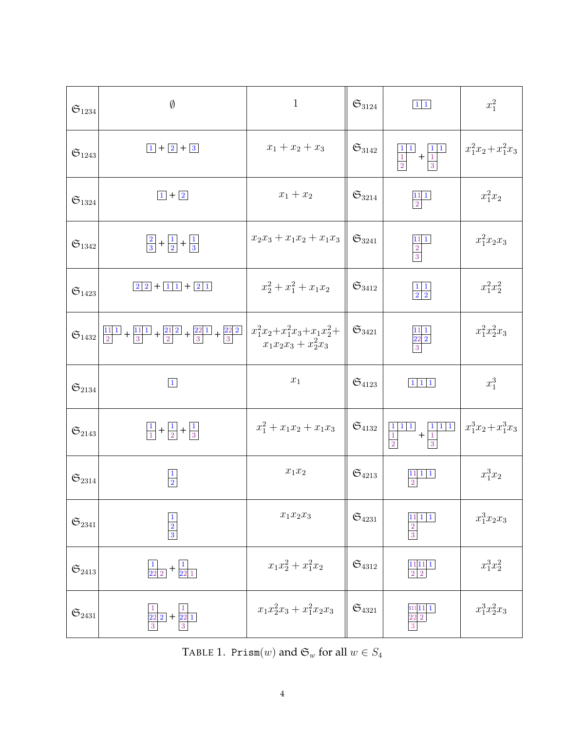| $w$ | $\texttt{Prism}(w)$ | $\mathfrak{S}_w$ | $w$ | $\texttt{Prism}(w)$ | $\mathfrak{S}_w$ |
|---|---|---|---|---|---|
| $\mathfrak{S}_{1234}$ | $\emptyset$ | $1$ | $\mathfrak{S}_{3124}$ | $\begin{array}{ll} 1 & 1 \end{array}$ | $x_1^2$ |
| $\mathfrak{S}_{1243}$ | $1 + 2 + 3$ | $x_1 + x_2 + x_3$ | $\mathfrak{S}_{3142}$ | $\begin{array}{ll} 1 & 1 \\ 1 & \\ 2 & \end{array} + \begin{array}{ll} 1 & 1 \\ 1 & \\ 3 & \end{array}$ | $x_1^2x_2+x_1^2x_3$ |
| $\mathfrak{S}_{1324}$ | $1 + 2$ | $x_1 + x_2$ | $\mathfrak{S}_{3214}$ | $\begin{array}{ll} 11 & 1 \\ 2 & \end{array}$ | $x_1^2x_2$ |
| $\mathfrak{S}_{1342}$ | $\begin{array}{l} 2 \\ 3 \end{array} + \begin{array}{l} 1 \\ 2 \end{array} + \begin{array}{l} 1 \\ 3 \end{array}$ | $x_2x_3 + x_1x_2 + x_1x_3$ | $\mathfrak{S}_{3241}$ | $\begin{array}{ll} 11 & 1 \\ 2 & \\ 3 & \end{array}$ | $x_1^2x_2x_3$ |
| $\mathfrak{S}_{1423}$ | $\begin{array}{ll} 2 & 2 \end{array} + \begin{array}{ll} 1 & 1 \end{array} + \begin{array}{ll} 2 & 1 \end{array}$ | $x_2^2 + x_1^2 + x_1x_2$ | $\mathfrak{S}_{3412}$ | $\begin{array}{ll} 1 & 1 \\ 2 & 2 \end{array}$ | $x_1^2x_2^2$ |
| $\mathfrak{S}_{1432}$ | $\begin{array}{ll} 11 & 1 \\ 2 & \end{array} + \begin{array}{ll} 11 & 1 \\ 3 & \end{array} + \begin{array}{ll} 21 & 2 \\ 2 & \end{array} + \begin{array}{ll} 22 & 1 \\ 3 & \end{array} + \begin{array}{ll} 22 & 2 \\ 3 & \end{array}$ | $x_1^2x_2+x_1^2x_3+x_1x_2^2+ x_1x_2x_3 + x_2^2x_3$ | $\mathfrak{S}_{3421}$ | $\begin{array}{ll} 11 & 1 \\ 22 & 2 \\ 3 & \end{array}$ | $x_1^2x_2^2x_3$ |
| $\mathfrak{S}_{2134}$ | $1$ | $x_1$ | $\mathfrak{S}_{4123}$ | $\begin{array}{lll} 1 & 1 & 1 \end{array}$ | $x_1^3$ |
| $\mathfrak{S}_{2143}$ | $\begin{array}{l} 1 \\ 1 \end{array} + \begin{array}{l} 1 \\ 2 \end{array} + \begin{array}{l} 1 \\ 3 \end{array}$ | $x_1^2 + x_1x_2 + x_1x_3$ | $\mathfrak{S}_{4132}$ | $\begin{array}{lll} 1 & 1 & 1 \\ 1 & & \\ 2 & & \end{array} + \begin{array}{lll} 1 & 1 & 1 \\ 1 & & \\ 3 & & \end{array}$ | $x_1^3x_2+x_1^3x_3$ |
| $\mathfrak{S}_{2314}$ | $\begin{array}{l} 1 \\ 2 \end{array}$ | $x_1x_2$ | $\mathfrak{S}_{4213}$ | $\begin{array}{lll} 11 & 1 & 1 \\ 2 & & \end{array}$ | $x_1^3x_2$ |
| $\mathfrak{S}_{2341}$ | $\begin{array}{l} 1 \\ 2 \\ 3 \end{array}$ | $x_1x_2x_3$ | $\mathfrak{S}_{4231}$ | $\begin{array}{lll} 11 & 1 & 1 \\ 2 & & \\ 3 & & \end{array}$ | $x_1^3x_2x_3$ |
| $\mathfrak{S}_{2413}$ | $\begin{array}{ll} 1 & \\ 22 & 2 \end{array} + \begin{array}{ll} 1 & \\ 22 & 1 \end{array}$ | $x_1x_2^2 + x_1^2x_2$ | $\mathfrak{S}_{4312}$ | $\begin{array}{lll} 11 & 11 & 1 \\ 2 & 2 & \end{array}$ | $x_1^3x_2^2$ |
| $\mathfrak{S}_{2431}$ | $\begin{array}{ll} 1 & \\ 22 & 2 \\ 3 & \end{array} + \begin{array}{ll} 1 & \\ 22 & 1 \\ 3 & \end{array}$ | $x_1x_2^2x_3 + x_1^2x_2x_3$ | $\mathfrak{S}_{4321}$ | $\begin{array}{lll} 111 & 11 & 1 \\ 22 & 2 & \\ 3 & & \end{array}$ | $x_1^3x_2^2x_3$ |

TABLE 1. $\texttt{Prism}(w)$ and $\mathfrak{S}_w$ for all $w \in S_4$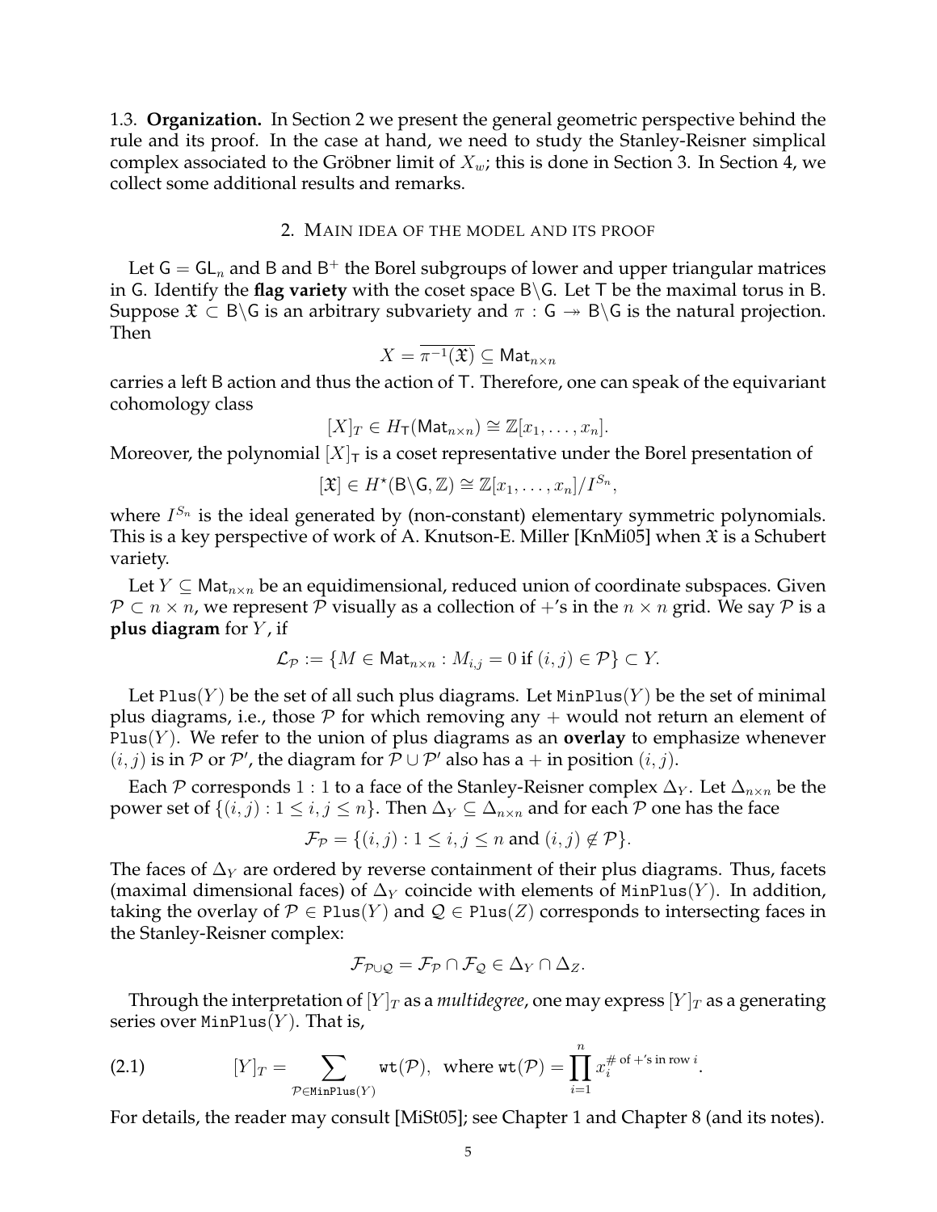1.3. **Organization.** In Section 2 we present the general geometric perspective behind the rule and its proof. In the case at hand, we need to study the Stanley-Reisner simplical complex associated to the Gröbner limit of $X_w$; this is done in Section 3. In Section 4, we collect some additional results and remarks.

## 2. Main idea of the model and its proof

Let $\mathsf{G} = \mathsf{GL}_n$ and $\mathsf{B}$ and $\mathsf{B}^+$ the Borel subgroups of lower and upper triangular matrices in $\mathsf{G}$. Identify the **flag variety** with the coset space $\mathsf{B}\backslash\mathsf{G}$. Let $\mathsf{T}$ be the maximal torus in $\mathsf{B}$. Suppose $\mathfrak{X} \subset \mathsf{B}\backslash\mathsf{G}$ is an arbitrary subvariety and $\pi : \mathsf{G} \twoheadrightarrow \mathsf{B}\backslash\mathsf{G}$ is the natural projection. Then

$$X = \overline{\pi^{-1}(\mathfrak{X})} \subseteq \mathsf{Mat}_{n\times n}$$

carries a left $\mathsf{B}$ action and thus the action of $\mathsf{T}$. Therefore, one can speak of the equivariant cohomology class

$$[X]_T \in H_{\mathsf{T}}(\mathsf{Mat}_{n\times n}) \cong \mathbb{Z}[x_1, \ldots, x_n].$$

Moreover, the polynomial $[X]_{\mathsf{T}}$ is a coset representative under the Borel presentation of

$$[\mathfrak{X}] \in H^\star(\mathsf{B}\backslash\mathsf{G}, \mathbb{Z}) \cong \mathbb{Z}[x_1, \ldots, x_n]/I^{S_n},$$

where $I^{S_n}$ is the ideal generated by (non-constant) elementary symmetric polynomials. This is a key perspective of work of A. Knutson-E. Miller [KnMi05] when $\mathfrak{X}$ is a Schubert variety.

Let $Y \subseteq \mathsf{Mat}_{n\times n}$ be an equidimensional, reduced union of coordinate subspaces. Given $\mathcal{P} \subset n \times n$, we represent $\mathcal{P}$ visually as a collection of $+$'s in the $n \times n$ grid. We say $\mathcal{P}$ is a **plus diagram** for $Y$, if

$$\mathcal{L}_{\mathcal{P}} := \{M \in \mathsf{Mat}_{n\times n} : M_{i,j} = 0 \text{ if } (i,j) \in \mathcal{P}\} \subset Y.$$

Let $\texttt{Plus}(Y)$ be the set of all such plus diagrams. Let $\texttt{MinPlus}(Y)$ be the set of minimal plus diagrams, i.e., those $\mathcal{P}$ for which removing any $+$ would not return an element of $\texttt{Plus}(Y)$. We refer to the union of plus diagrams as an **overlay** to emphasize whenever $(i,j)$ is in $\mathcal{P}$ or $\mathcal{P}'$, the diagram for $\mathcal{P} \cup \mathcal{P}'$ also has a $+$ in position $(i,j)$.

Each $\mathcal{P}$ corresponds $1:1$ to a face of the Stanley-Reisner complex $\Delta_Y$. Let $\Delta_{n\times n}$ be the power set of $\{(i,j) : 1 \leq i,j \leq n\}$. Then $\Delta_Y \subseteq \Delta_{n\times n}$ and for each $\mathcal{P}$ one has the face

$$\mathcal{F}_{\mathcal{P}} = \{(i,j) : 1 \leq i,j \leq n \text{ and } (i,j) \notin \mathcal{P}\}.$$

The faces of $\Delta_Y$ are ordered by reverse containment of their plus diagrams. Thus, facets (maximal dimensional faces) of $\Delta_Y$ coincide with elements of $\texttt{MinPlus}(Y)$. In addition, taking the overlay of $\mathcal{P} \in \texttt{Plus}(Y)$ and $\mathcal{Q} \in \texttt{Plus}(Z)$ corresponds to intersecting faces in the Stanley-Reisner complex:

$$\mathcal{F}_{\mathcal{P}\cup\mathcal{Q}} = \mathcal{F}_{\mathcal{P}} \cap \mathcal{F}_{\mathcal{Q}} \in \Delta_Y \cap \Delta_Z.$$

Through the interpretation of $[Y]_T$ as a *multidegree*, one may express $[Y]_T$ as a generating series over $\texttt{MinPlus}(Y)$. That is,

$$[Y]_T = \sum_{\mathcal{P}\in\texttt{MinPlus}(Y)} \texttt{wt}(\mathcal{P}), \ \text{ where } \texttt{wt}(\mathcal{P}) = \prod_{i=1}^{n} x_i^{\#\text{ of }+\text{'s in row } i}. \tag{2.1}$$

For details, the reader may consult [MiSt05]; see Chapter 1 and Chapter 8 (and its notes).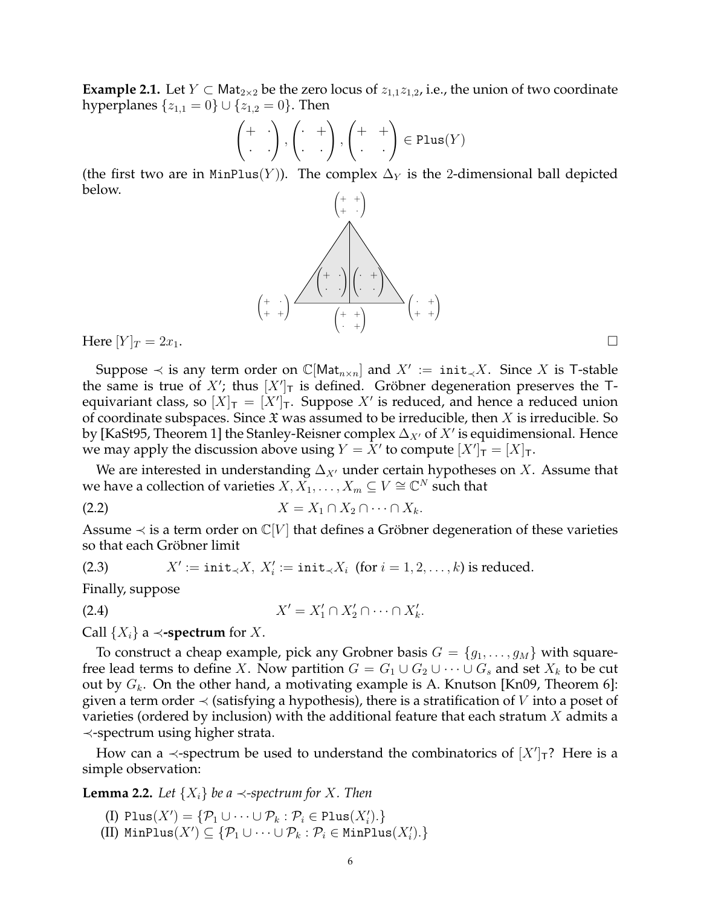**Example 2.1.** Let $Y \subset \mathsf{Mat}_{2\times 2}$ be the zero locus of $z_{1,1}z_{1,2}$, i.e., the union of two coordinate hyperplanes $\{z_{1,1} = 0\} \cup \{z_{1,2} = 0\}$. Then

$$\begin{pmatrix} + & \cdot \\ \cdot & \cdot \end{pmatrix}, \begin{pmatrix} \cdot & + \\ \cdot & \cdot \end{pmatrix}, \begin{pmatrix} + & + \\ \cdot & \cdot \end{pmatrix} \in \texttt{Plus}(Y)$$

(the first two are in $\texttt{MinPlus}(Y)$). The complex $\Delta_Y$ is the 2-dimensional ball depicted below.

$$\begin{pmatrix} + & + \\ + & \cdot \end{pmatrix}$$

$$\begin{pmatrix} + & \cdot \\ \cdot & \cdot \end{pmatrix} \begin{pmatrix} \cdot & + \\ \cdot & \cdot \end{pmatrix}$$

$$\begin{pmatrix} + & \cdot \\ + & + \end{pmatrix} \quad \begin{pmatrix} + & + \\ \cdot & + \end{pmatrix} \quad \begin{pmatrix} \cdot & + \\ + & + \end{pmatrix}$$

Here $[Y]_T = 2x_1$. $\square$

Suppose $\prec$ is any term order on $\mathbb{C}[\mathsf{Mat}_{n\times n}]$ and $X' := \texttt{init}_{\prec} X$. Since $X$ is $\mathsf{T}$-stable the same is true of $X'$; thus $[X']_{\mathsf{T}}$ is defined. Gröbner degeneration preserves the $\mathsf{T}$-equivariant class, so $[X]_{\mathsf{T}} = [X']_{\mathsf{T}}$. Suppose $X'$ is reduced, and hence a reduced union of coordinate subspaces. Since $\mathfrak{X}$ was assumed to be irreducible, then $X$ is irreducible. So by [KaSt95, Theorem 1] the Stanley-Reisner complex $\Delta_{X'}$ of $X'$ is equidimensional. Hence we may apply the discussion above using $Y = X'$ to compute $[X']_{\mathsf{T}} = [X]_{\mathsf{T}}$.

We are interested in understanding $\Delta_{X'}$ under certain hypotheses on $X$. Assume that we have a collection of varieties $X, X_1, \ldots, X_m \subseteq V \cong \mathbb{C}^N$ such that

$$X = X_1 \cap X_2 \cap \cdots \cap X_k. \tag{2.2}$$

Assume $\prec$ is a term order on $\mathbb{C}[V]$ that defines a Gröbner degeneration of these varieties so that each Gröbner limit

$$X' := \texttt{init}_{\prec} X,\ X_i' := \texttt{init}_{\prec} X_i \ \text{ (for } i = 1, 2, \ldots, k) \text{ is reduced.} \tag{2.3}$$

Finally, suppose

$$X' = X_1' \cap X_2' \cap \cdots \cap X_k'. \tag{2.4}$$

Call $\{X_i\}$ a **$\prec$-spectrum** for $X$.

To construct a cheap example, pick any Grobner basis $G = \{g_1, \ldots, g_M\}$ with square-free lead terms to define $X$. Now partition $G = G_1 \cup G_2 \cup \cdots \cup G_s$ and set $X_k$ to be cut out by $G_k$. On the other hand, a motivating example is A. Knutson [Kn09, Theorem 6]: given a term order $\prec$ (satisfying a hypothesis), there is a stratification of $V$ into a poset of varieties (ordered by inclusion) with the additional feature that each stratum $X$ admits a $\prec$-spectrum using higher strata.

How can a $\prec$-spectrum be used to understand the combinatorics of $[X']_{\mathsf{T}}$? Here is a simple observation:

**Lemma 2.2.** *Let $\{X_i\}$ be a $\prec$-spectrum for $X$. Then*

(I) $\texttt{Plus}(X') = \{\mathcal{P}_1 \cup \cdots \cup \mathcal{P}_k : \mathcal{P}_i \in \texttt{Plus}(X_i').\}$
(II) $\texttt{MinPlus}(X') \subseteq \{\mathcal{P}_1 \cup \cdots \cup \mathcal{P}_k : \mathcal{P}_i \in \texttt{MinPlus}(X_i').\}$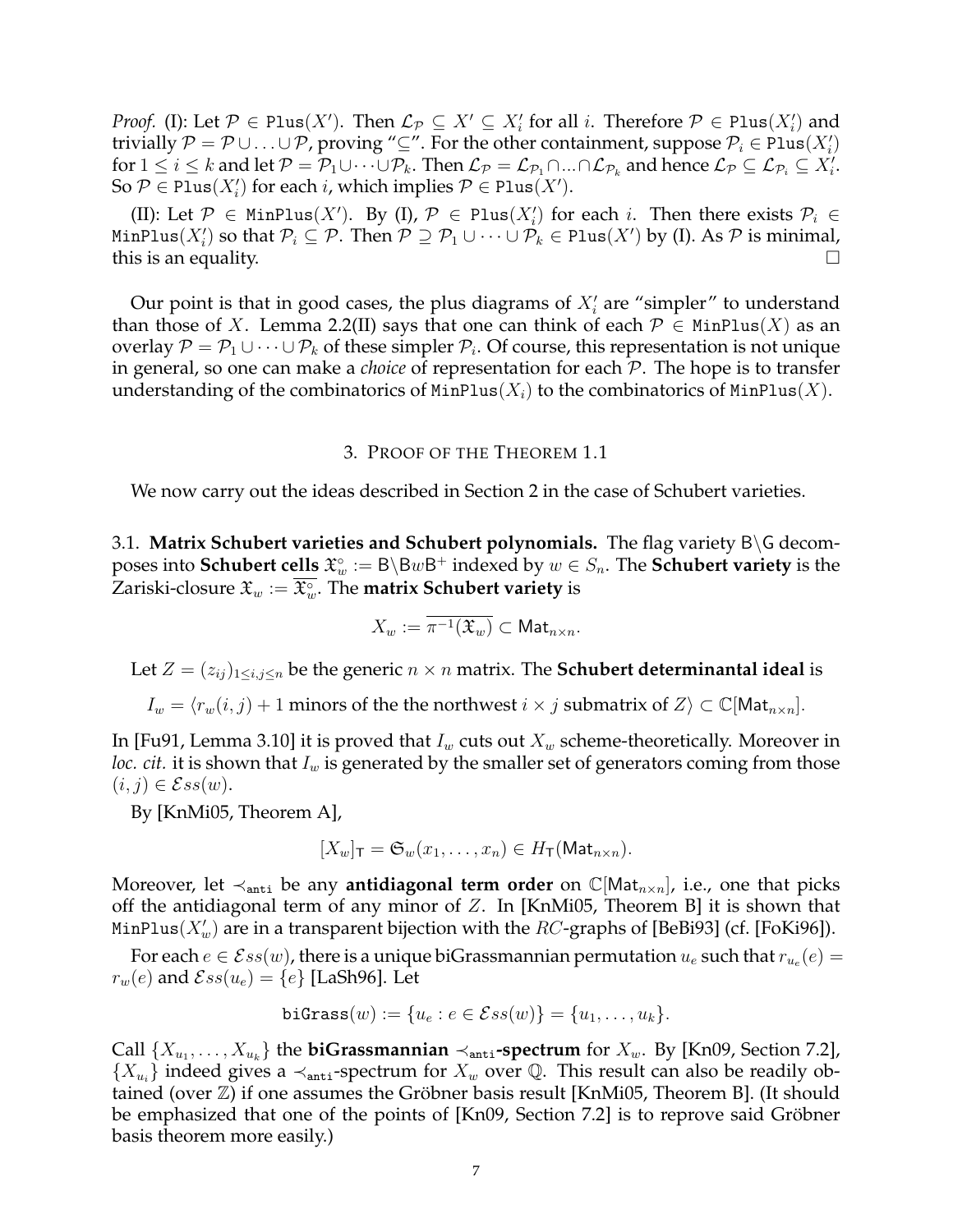*Proof.* (I): Let $\mathcal{P} \in \texttt{Plus}(X')$. Then $\mathcal{L}_{\mathcal{P}} \subseteq X' \subseteq X'_i$ for all $i$. Therefore $\mathcal{P} \in \texttt{Plus}(X'_i)$ and trivially $\mathcal{P} = \mathcal{P} \cup \ldots \cup \mathcal{P}$, proving "$\subseteq$". For the other containment, suppose $\mathcal{P}_i \in \texttt{Plus}(X'_i)$ for $1 \leq i \leq k$ and let $\mathcal{P} = \mathcal{P}_1 \cup \cdots \cup \mathcal{P}_k$. Then $\mathcal{L}_{\mathcal{P}} = \mathcal{L}_{\mathcal{P}_1} \cap \ldots \cap \mathcal{L}_{\mathcal{P}_k}$ and hence $\mathcal{L}_{\mathcal{P}} \subseteq \mathcal{L}_{\mathcal{P}_i} \subseteq X'_i$. So $\mathcal{P} \in \texttt{Plus}(X'_i)$ for each $i$, which implies $\mathcal{P} \in \texttt{Plus}(X')$.

(II): Let $\mathcal{P} \in \texttt{MinPlus}(X')$. By (I), $\mathcal{P} \in \texttt{Plus}(X'_i)$ for each $i$. Then there exists $\mathcal{P}_i \in \texttt{MinPlus}(X'_i)$ so that $\mathcal{P}_i \subseteq \mathcal{P}$. Then $\mathcal{P} \supseteq \mathcal{P}_1 \cup \cdots \cup \mathcal{P}_k \in \texttt{Plus}(X')$ by (I). As $\mathcal{P}$ is minimal, this is an equality. $\square$

Our point is that in good cases, the plus diagrams of $X'_i$ are "simpler" to understand than those of $X$. Lemma 2.2(II) says that one can think of each $\mathcal{P} \in \texttt{MinPlus}(X)$ as an overlay $\mathcal{P} = \mathcal{P}_1 \cup \cdots \cup \mathcal{P}_k$ of these simpler $\mathcal{P}_i$. Of course, this representation is not unique in general, so one can make a *choice* of representation for each $\mathcal{P}$. The hope is to transfer understanding of the combinatorics of $\texttt{MinPlus}(X_i)$ to the combinatorics of $\texttt{MinPlus}(X)$.

## 3. Proof of the Theorem 1.1

We now carry out the ideas described in Section 2 in the case of Schubert varieties.

3.1. **Matrix Schubert varieties and Schubert polynomials.** The flag variety $\mathsf{B}\backslash\mathsf{G}$ decomposes into **Schubert cells** $\mathfrak{X}_w^\circ := \mathsf{B}\backslash\mathsf{B}w\mathsf{B}^+$ indexed by $w \in S_n$. The **Schubert variety** is the Zariski-closure $\mathfrak{X}_w := \overline{\mathfrak{X}_w^\circ}$. The **matrix Schubert variety** is

$$X_w := \overline{\pi^{-1}(\mathfrak{X}_w)} \subset \mathsf{Mat}_{n \times n}.$$

Let $Z = (z_{ij})_{1 \leq i,j \leq n}$ be the generic $n \times n$ matrix. The **Schubert determinantal ideal** is

$$I_w = \langle r_w(i,j) + 1 \text{ minors of the the northwest } i \times j \text{ submatrix of } Z \rangle \subset \mathbb{C}[\mathsf{Mat}_{n \times n}].$$

In [Fu91, Lemma 3.10] it is proved that $I_w$ cuts out $X_w$ scheme-theoretically. Moreover in *loc. cit.* it is shown that $I_w$ is generated by the smaller set of generators coming from those $(i,j) \in \mathcal{E}ss(w)$.

By [KnMi05, Theorem A],

$$[X_w]_{\mathsf{T}} = \mathfrak{S}_w(x_1, \ldots, x_n) \in H_{\mathsf{T}}(\mathsf{Mat}_{n \times n}).$$

Moreover, let $\prec_{\texttt{anti}}$ be any **antidiagonal term order** on $\mathbb{C}[\mathsf{Mat}_{n \times n}]$, i.e., one that picks off the antidiagonal term of any minor of $Z$. In [KnMi05, Theorem B] it is shown that $\texttt{MinPlus}(X'_w)$ are in a transparent bijection with the $RC$-graphs of [BeBi93] (cf. [FoKi96]).

For each $e \in \mathcal{E}ss(w)$, there is a unique biGrassmannian permutation $u_e$ such that $r_{u_e}(e) = r_w(e)$ and $\mathcal{E}ss(u_e) = \{e\}$ [LaSh96]. Let

$$\texttt{biGrass}(w) := \{u_e : e \in \mathcal{E}ss(w)\} = \{u_1, \ldots, u_k\}.$$

Call $\{X_{u_1}, \ldots, X_{u_k}\}$ the **biGrassmannian $\prec_{\texttt{anti}}$-spectrum** for $X_w$. By [Kn09, Section 7.2], $\{X_{u_i}\}$ indeed gives a $\prec_{\texttt{anti}}$-spectrum for $X_w$ over $\mathbb{Q}$. This result can also be readily obtained (over $\mathbb{Z}$) if one assumes the Gröbner basis result [KnMi05, Theorem B]. (It should be emphasized that one of the points of [Kn09, Section 7.2] is to reprove said Gröbner basis theorem more easily.)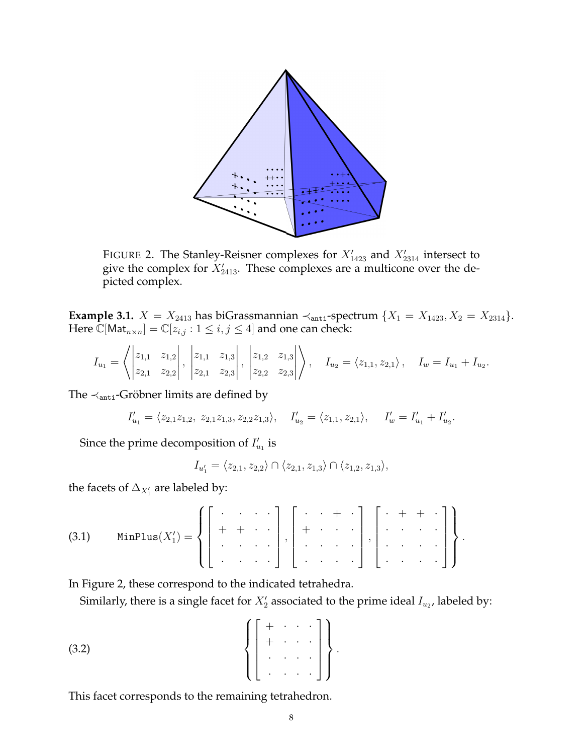FIGURE 2. The Stanley-Reisner complexes for $X'_{1423}$ and $X'_{2314}$ intersect to give the complex for $X'_{2413}$. These complexes are a multicone over the depicted complex.

**Example 3.1.** $X = X_{2413}$ has biGrassmannian $\prec_{\texttt{anti}}$-spectrum $\{X_1 = X_{1423}, X_2 = X_{2314}\}$. Here $\mathbb{C}[\mathsf{Mat}_{n\times n}] = \mathbb{C}[z_{i,j} : 1 \leq i, j \leq 4]$ and one can check:

$$I_{u_1} = \left\langle \begin{vmatrix} z_{1,1} & z_{1,2} \\ z_{2,1} & z_{2,2} \end{vmatrix}, \begin{vmatrix} z_{1,1} & z_{1,3} \\ z_{2,1} & z_{2,3} \end{vmatrix}, \begin{vmatrix} z_{1,2} & z_{1,3} \\ z_{2,2} & z_{2,3} \end{vmatrix} \right\rangle, \quad I_{u_2} = \langle z_{1,1}, z_{2,1} \rangle, \quad I_w = I_{u_1} + I_{u_2}.$$

The $\prec_{\texttt{anti}}$-Gröbner limits are defined by

$$I'_{u_1} = \langle z_{2,1}z_{1,2},\ z_{2,1}z_{1,3}, z_{2,2}z_{1,3} \rangle, \quad I'_{u_2} = \langle z_{1,1}, z_{2,1} \rangle, \quad I'_w = I'_{u_1} + I'_{u_2}.$$

Since the prime decomposition of $I'_{u_1}$ is

$$I_{u'_1} = \langle z_{2,1}, z_{2,2} \rangle \cap \langle z_{2,1}, z_{1,3} \rangle \cap \langle z_{1,2}, z_{1,3} \rangle,$$

the facets of $\Delta_{X'_1}$ are labeled by:

$$\texttt{MinPlus}(X'_1) = \left\{ \begin{bmatrix} \cdot & \cdot & \cdot & \cdot \\ + & + & \cdot & \cdot \\ \cdot & \cdot & \cdot & \cdot \\ \cdot & \cdot & \cdot & \cdot \end{bmatrix}, \begin{bmatrix} \cdot & \cdot & + & \cdot \\ + & \cdot & \cdot & \cdot \\ \cdot & \cdot & \cdot & \cdot \\ \cdot & \cdot & \cdot & \cdot \end{bmatrix}, \begin{bmatrix} \cdot & + & + & \cdot \\ \cdot & \cdot & \cdot & \cdot \\ \cdot & \cdot & \cdot & \cdot \\ \cdot & \cdot & \cdot & \cdot \end{bmatrix} \right\}. \tag{3.1}$$

In Figure 2, these correspond to the indicated tetrahedra.

Similarly, there is a single facet for $X'_2$ associated to the prime ideal $I_{u_2}$, labeled by:

$$\left\{ \begin{bmatrix} + & \cdot & \cdot & \cdot \\ + & \cdot & \cdot & \cdot \\ \cdot & \cdot & \cdot & \cdot \\ \cdot & \cdot & \cdot & \cdot \end{bmatrix} \right\}. \tag{3.2}$$

This facet corresponds to the remaining tetrahedron.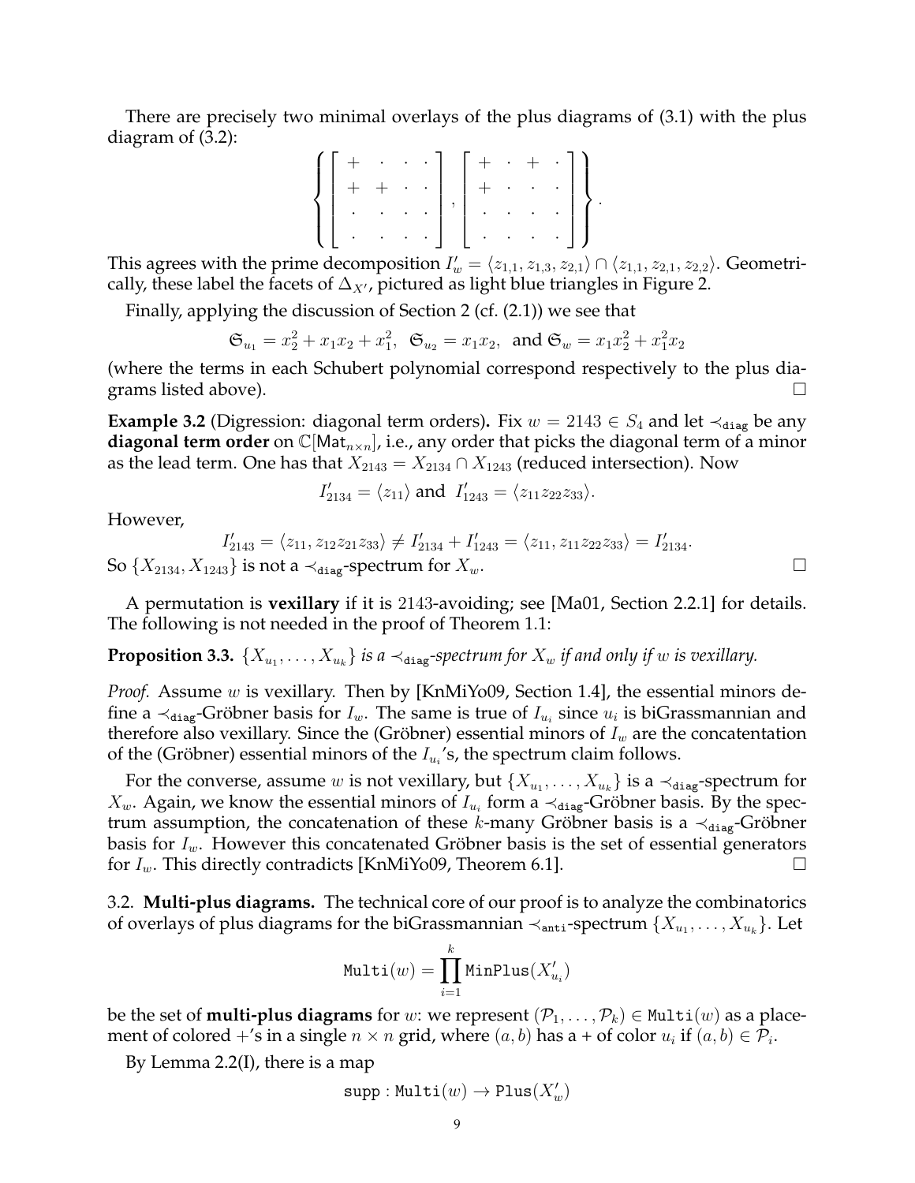There are precisely two minimal overlays of the plus diagrams of (3.1) with the plus diagram of (3.2):

$$\left\{ \begin{bmatrix} + & \cdot & \cdot & \cdot \\ + & + & \cdot & \cdot \\ \cdot & \cdot & \cdot & \cdot \\ \cdot & \cdot & \cdot & \cdot \end{bmatrix}, \begin{bmatrix} + & \cdot & + & \cdot \\ + & \cdot & \cdot & \cdot \\ \cdot & \cdot & \cdot & \cdot \\ \cdot & \cdot & \cdot & \cdot \end{bmatrix} \right\}.$$

This agrees with the prime decomposition $I'_w = \langle z_{1,1}, z_{1,3}, z_{2,1}\rangle \cap \langle z_{1,1}, z_{2,1}, z_{2,2}\rangle$. Geometrically, these label the facets of $\Delta_{X'}$, pictured as light blue triangles in Figure 2.

Finally, applying the discussion of Section 2 (cf. (2.1)) we see that

$$\mathfrak{S}_{u_1} = x_2^2 + x_1x_2 + x_1^2, \;\; \mathfrak{S}_{u_2} = x_1x_2, \;\text{ and } \mathfrak{S}_w = x_1x_2^2 + x_1^2x_2$$

(where the terms in each Schubert polynomial correspond respectively to the plus diagrams listed above). $\square$

**Example 3.2** (Digression: diagonal term orders)**.** Fix $w = 2143 \in S_4$ and let $\prec_{\texttt{diag}}$ be any **diagonal term order** on $\mathbb{C}[\mathsf{Mat}_{n\times n}]$, i.e., any order that picks the diagonal term of a minor as the lead term. One has that $X_{2143} = X_{2134} \cap X_{1243}$ (reduced intersection). Now

$$I'_{2134} = \langle z_{11}\rangle \text{ and } I'_{1243} = \langle z_{11}z_{22}z_{33}\rangle.$$

However,

$$I'_{2143} = \langle z_{11}, z_{12}z_{21}z_{33}\rangle \neq I'_{2134} + I'_{1243} = \langle z_{11}, z_{11}z_{22}z_{33}\rangle = I'_{2134}.$$

So $\{X_{2134}, X_{1243}\}$ is not a $\prec_{\texttt{diag}}$-spectrum for $X_w$. $\square$

A permutation is **vexillary** if it is 2143-avoiding; see [Ma01, Section 2.2.1] for details. The following is not needed in the proof of Theorem 1.1:

**Proposition 3.3.** *$\{X_{u_1}, \ldots, X_{u_k}\}$ is a $\prec_{\texttt{diag}}$-spectrum for $X_w$ if and only if $w$ is vexillary.*

*Proof.* Assume $w$ is vexillary. Then by [KnMiYo09, Section 1.4], the essential minors define a $\prec_{\texttt{diag}}$-Gröbner basis for $I_w$. The same is true of $I_{u_i}$ since $u_i$ is biGrassmannian and therefore also vexillary. Since the (Gröbner) essential minors of $I_w$ are the concatentation of the (Gröbner) essential minors of the $I_{u_i}$'s, the spectrum claim follows.

For the converse, assume $w$ is not vexillary, but $\{X_{u_1}, \ldots, X_{u_k}\}$ is a $\prec_{\texttt{diag}}$-spectrum for $X_w$. Again, we know the essential minors of $I_{u_i}$ form a $\prec_{\texttt{diag}}$-Gröbner basis. By the spectrum assumption, the concatenation of these $k$-many Gröbner basis is a $\prec_{\texttt{diag}}$-Gröbner basis for $I_w$. However this concatenated Gröbner basis is the set of essential generators for $I_w$. This directly contradicts [KnMiYo09, Theorem 6.1]. $\square$

3.2. **Multi-plus diagrams.** The technical core of our proof is to analyze the combinatorics of overlays of plus diagrams for the biGrassmannian $\prec_{\texttt{anti}}$-spectrum $\{X_{u_1}, \ldots, X_{u_k}\}$. Let

$$\texttt{Multi}(w) = \prod_{i=1}^{k} \texttt{MinPlus}(X'_{u_i})$$

be the set of **multi-plus diagrams** for $w$: we represent $(\mathcal{P}_1, \ldots, \mathcal{P}_k) \in \texttt{Multi}(w)$ as a placement of colored $+$'s in a single $n \times n$ grid, where $(a, b)$ has a + of color $u_i$ if $(a, b) \in \mathcal{P}_i$.

By Lemma 2.2(I), there is a map

$$\texttt{supp} : \texttt{Multi}(w) \to \texttt{Plus}(X'_w)$$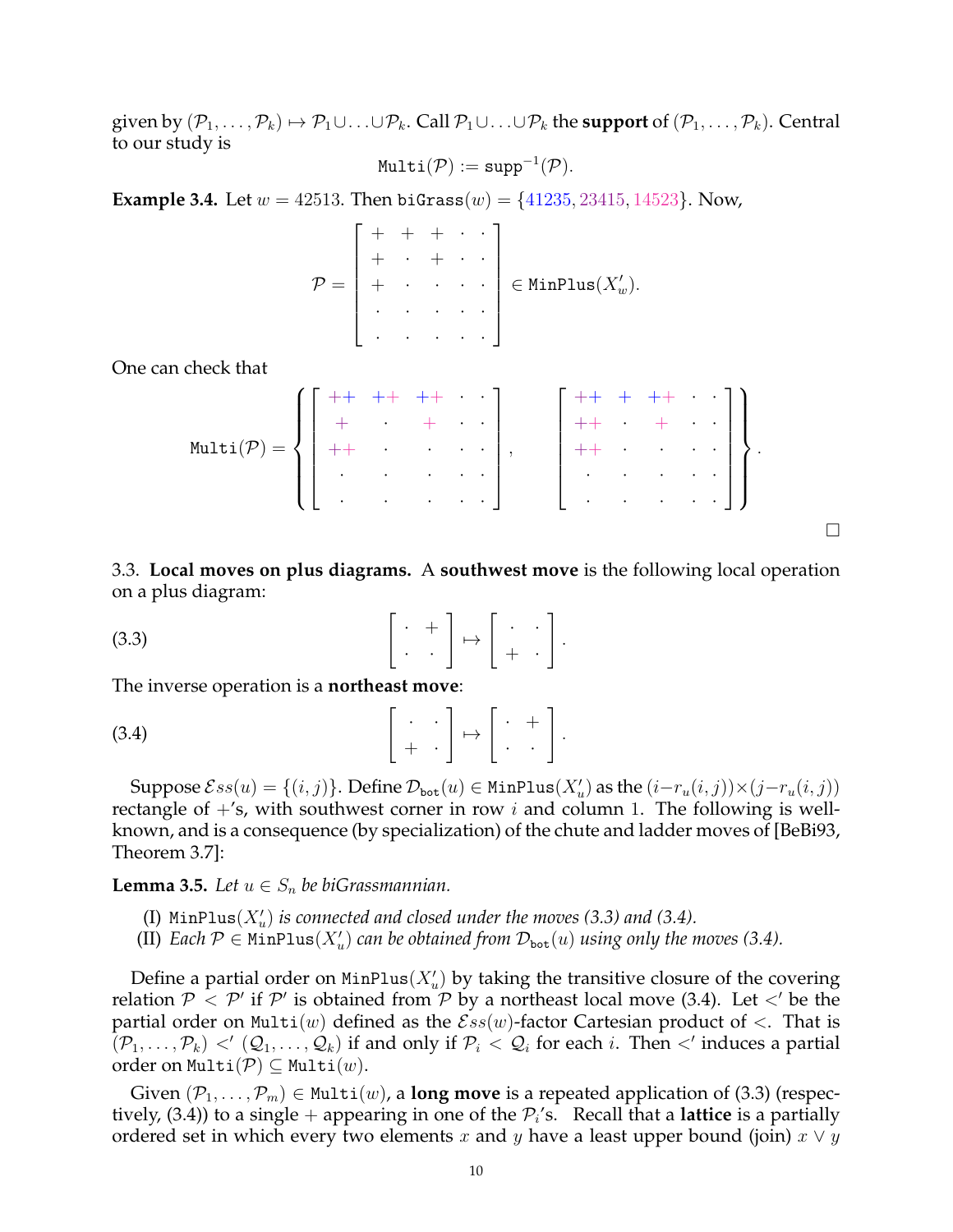given by $(\mathcal{P}_1, \ldots, \mathcal{P}_k) \mapsto \mathcal{P}_1 \cup \ldots \cup \mathcal{P}_k$. Call $\mathcal{P}_1 \cup \ldots \cup \mathcal{P}_k$ the **support** of $(\mathcal{P}_1, \ldots, \mathcal{P}_k)$. Central to our study is

$$\texttt{Multi}(\mathcal{P}) := \texttt{supp}^{-1}(\mathcal{P}).$$

**Example 3.4.** Let $w = 42513$. Then $\texttt{biGrass}(w) = \{41235, 23415, 14523\}$. Now,

$$\mathcal{P} = \begin{bmatrix} + & + & + & \cdot & \cdot \\ + & \cdot & + & \cdot & \cdot \\ + & \cdot & \cdot & \cdot & \cdot \\ \cdot & \cdot & \cdot & \cdot & \cdot \\ \cdot & \cdot & \cdot & \cdot & \cdot \end{bmatrix} \in \texttt{MinPlus}(X'_w).$$

One can check that

$$\texttt{Multi}(\mathcal{P}) = \left\{ \begin{bmatrix} ++ & ++ & ++ & \cdot & \cdot \\ + & \cdot & + & \cdot & \cdot \\ ++ & \cdot & \cdot & \cdot & \cdot \\ \cdot & \cdot & \cdot & \cdot & \cdot \\ \cdot & \cdot & \cdot & \cdot & \cdot \end{bmatrix}, \quad \begin{bmatrix} ++ & + & ++ & \cdot & \cdot \\ ++ & \cdot & + & \cdot & \cdot \\ ++ & \cdot & \cdot & \cdot & \cdot \\ \cdot & \cdot & \cdot & \cdot & \cdot \\ \cdot & \cdot & \cdot & \cdot & \cdot \end{bmatrix} \right\}.$$

□

3.3. **Local moves on plus diagrams.** A **southwest move** is the following local operation on a plus diagram:

$$\begin{bmatrix} \cdot & + \\ \cdot & \cdot \end{bmatrix} \mapsto \begin{bmatrix} \cdot & \cdot \\ + & \cdot \end{bmatrix}. \tag{3.3}$$

The inverse operation is a **northeast move**:

$$\begin{bmatrix} \cdot & \cdot \\ + & \cdot \end{bmatrix} \mapsto \begin{bmatrix} \cdot & + \\ \cdot & \cdot \end{bmatrix}. \tag{3.4}$$

Suppose $\mathcal{E}ss(u) = \{(i, j)\}$. Define $\mathcal{D}_{\texttt{bot}}(u) \in \texttt{MinPlus}(X'_u)$ as the $(i - r_u(i,j)) \times (j - r_u(i,j))$ rectangle of $+$'s, with southwest corner in row $i$ and column 1. The following is well-known, and is a consequence (by specialization) of the chute and ladder moves of [BeBi93, Theorem 3.7]:

**Lemma 3.5.** *Let $u \in S_n$ be biGrassmannian.*

(I) *$\texttt{MinPlus}(X'_u)$ is connected and closed under the moves (3.3) and (3.4).*
(II) *Each $\mathcal{P} \in \texttt{MinPlus}(X'_u)$ can be obtained from $\mathcal{D}_{\texttt{bot}}(u)$ using only the moves (3.4).*

Define a partial order on $\texttt{MinPlus}(X'_u)$ by taking the transitive closure of the covering relation $\mathcal{P} < \mathcal{P}'$ if $\mathcal{P}'$ is obtained from $\mathcal{P}$ by a northeast local move (3.4). Let $<'$ be the partial order on $\texttt{Multi}(w)$ defined as the $\mathcal{E}ss(w)$-factor Cartesian product of $<$. That is $(\mathcal{P}_1, \ldots, \mathcal{P}_k) <' (\mathcal{Q}_1, \ldots, \mathcal{Q}_k)$ if and only if $\mathcal{P}_i < \mathcal{Q}_i$ for each $i$. Then $<'$ induces a partial order on $\texttt{Multi}(\mathcal{P}) \subseteq \texttt{Multi}(w)$.

Given $(\mathcal{P}_1, \ldots, \mathcal{P}_m) \in \texttt{Multi}(w)$, a **long move** is a repeated application of (3.3) (respectively, (3.4)) to a single $+$ appearing in one of the $\mathcal{P}_i$'s. Recall that a **lattice** is a partially ordered set in which every two elements $x$ and $y$ have a least upper bound (join) $x \vee y$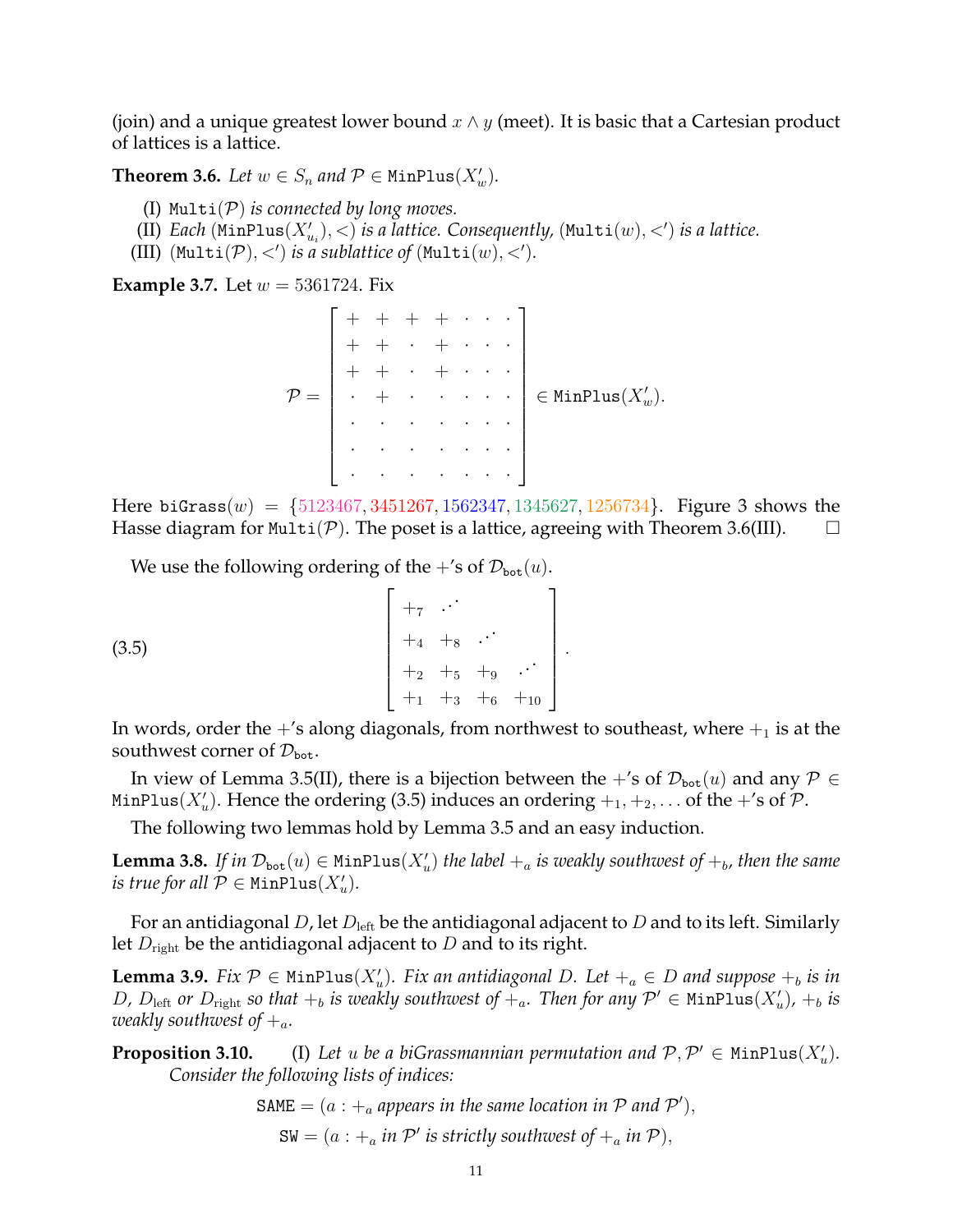(join) and a unique greatest lower bound $x \wedge y$ (meet). It is basic that a Cartesian product of lattices is a lattice.

**Theorem 3.6.** *Let $w \in S_n$ and $\mathcal{P} \in \texttt{MinPlus}(X'_w)$.*

(I) $\texttt{Multi}(\mathcal{P})$ *is connected by long moves.*
(II) *Each* $(\texttt{MinPlus}(X'_{u_i}), <)$ *is a lattice. Consequently,* $(\texttt{Multi}(w), <')$ *is a lattice.*
(III) $(\texttt{Multi}(\mathcal{P}), <')$ *is a sublattice of* $(\texttt{Multi}(w), <')$.

**Example 3.7.** Let $w = 5361724$. Fix

$$\mathcal{P} = \begin{bmatrix} + & + & + & + & \cdot & \cdot & \cdot \\ + & + & \cdot & + & \cdot & \cdot & \cdot \\ + & + & \cdot & + & \cdot & \cdot & \cdot \\ \cdot & + & \cdot & \cdot & \cdot & \cdot & \cdot \\ \cdot & \cdot & \cdot & \cdot & \cdot & \cdot & \cdot \\ \cdot & \cdot & \cdot & \cdot & \cdot & \cdot & \cdot \\ \cdot & \cdot & \cdot & \cdot & \cdot & \cdot & \cdot \end{bmatrix} \in \texttt{MinPlus}(X'_w).$$

Here $\texttt{biGrass}(w) = \{5123467, 3451267, 1562347, 1345627, 1256734\}$. Figure 3 shows the Hasse diagram for $\texttt{Multi}(\mathcal{P})$. The poset is a lattice, agreeing with Theorem 3.6(III). □

We use the following ordering of the $+$'s of $\mathcal{D}_{\texttt{bot}}(u)$.

$$\begin{bmatrix} +_7 & \iddots & & \\ +_4 & +_8 & \iddots & \\ +_2 & +_5 & +_9 & \iddots \\ +_1 & +_3 & +_6 & +_{10} \end{bmatrix}. \tag{3.5}$$

In words, order the $+$'s along diagonals, from northwest to southeast, where $+_1$ is at the southwest corner of $\mathcal{D}_{\texttt{bot}}$.

In view of Lemma 3.5(II), there is a bijection between the $+$'s of $\mathcal{D}_{\texttt{bot}}(u)$ and any $\mathcal{P} \in \texttt{MinPlus}(X'_u)$. Hence the ordering (3.5) induces an ordering $+_1, +_2, \ldots$ of the $+$'s of $\mathcal{P}$.

The following two lemmas hold by Lemma 3.5 and an easy induction.

**Lemma 3.8.** *If in $\mathcal{D}_{\texttt{bot}}(u) \in \texttt{MinPlus}(X'_u)$ the label $+_a$ is weakly southwest of $+_b$, then the same is true for all $\mathcal{P} \in \texttt{MinPlus}(X'_u)$.*

For an antidiagonal $D$, let $D_{\text{left}}$ be the antidiagonal adjacent to $D$ and to its left. Similarly let $D_{\text{right}}$ be the antidiagonal adjacent to $D$ and to its right.

**Lemma 3.9.** *Fix $\mathcal{P} \in \texttt{MinPlus}(X'_u)$. Fix an antidiagonal $D$. Let $+_a \in D$ and suppose $+_b$ is in $D$, $D_{\text{left}}$ or $D_{\text{right}}$ so that $+_b$ is weakly southwest of $+_a$. Then for any $\mathcal{P}' \in \texttt{MinPlus}(X'_u)$, $+_b$ is weakly southwest of $+_a$.*

**Proposition 3.10.** (I) *Let $u$ be a biGrassmannian permutation and $\mathcal{P}, \mathcal{P}' \in \texttt{MinPlus}(X'_u)$. Consider the following lists of indices:*

$$\texttt{SAME} = (a : +_a \text{ appears in the same location in } \mathcal{P} \text{ and } \mathcal{P}'),$$
$$\texttt{SW} = (a : +_a \text{ in } \mathcal{P}' \text{ is strictly southwest of } +_a \text{ in } \mathcal{P}),$$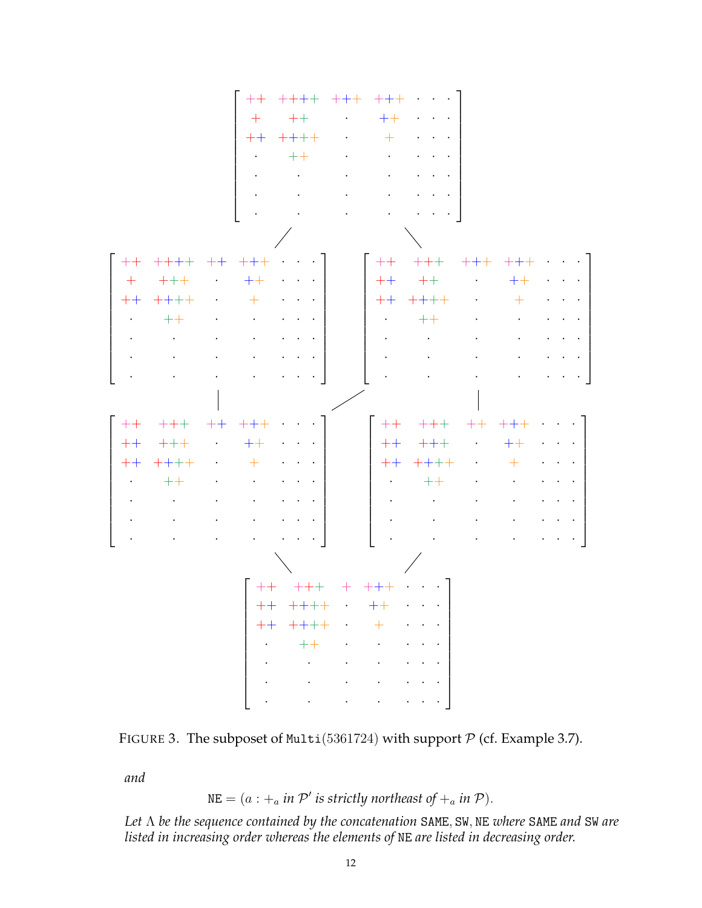FIGURE 3. The subposet of $\mathtt{Multi}(5361724)$ with support $\mathcal{P}$ (cf. Example 3.7).

*and*

$$\mathtt{NE} = (a : +_a \text{ in } \mathcal{P}' \text{ is strictly northeast of } +_a \text{ in } \mathcal{P}).$$

*Let $\Lambda$ be the sequence contained by the concatenation* $\mathtt{SAME}, \mathtt{SW}, \mathtt{NE}$ *where* $\mathtt{SAME}$ *and* $\mathtt{SW}$ *are listed in increasing order whereas the elements of* $\mathtt{NE}$ *are listed in decreasing order.*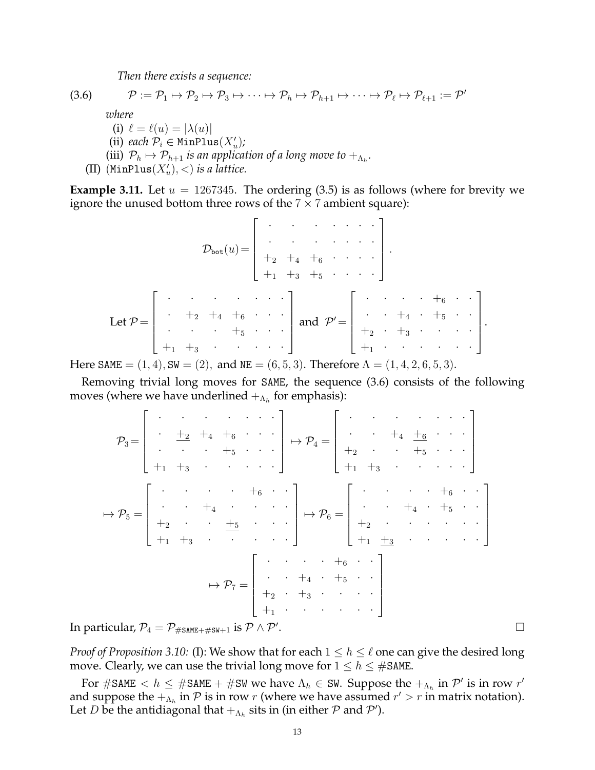*Then there exists a sequence:*

$$\mathcal{P} := \mathcal{P}_1 \mapsto \mathcal{P}_2 \mapsto \mathcal{P}_3 \mapsto \cdots \mapsto \mathcal{P}_h \mapsto \mathcal{P}_{h+1} \mapsto \cdots \mapsto \mathcal{P}_\ell \mapsto \mathcal{P}_{\ell+1} := \mathcal{P}' \tag{3.6}$$

*where*

(i) $\ell = \ell(u) = |\lambda(u)|$

(ii) *each* $\mathcal{P}_i \in \texttt{MinPlus}(X'_u)$*;*

(iii) $\mathcal{P}_h \mapsto \mathcal{P}_{h+1}$ *is an application of a long move to* $+_{\Lambda_h}$*.*

(II) $(\texttt{MinPlus}(X'_u), <)$ *is a lattice.*

**Example 3.11.** Let $u = 1267345$. The ordering (3.5) is as follows (where for brevity we ignore the unused bottom three rows of the $7 \times 7$ ambient square):

$$\mathcal{D}_{\texttt{bot}}(u) = \begin{bmatrix} \cdot & \cdot & \cdot & \cdot & \cdot & \cdot & \cdot \\ \cdot & \cdot & \cdot & \cdot & \cdot & \cdot & \cdot \\ +_2 & +_4 & +_6 & \cdot & \cdot & \cdot & \cdot \\ +_1 & +_3 & +_5 & \cdot & \cdot & \cdot & \cdot \end{bmatrix}.$$

$$\text{Let } \mathcal{P} = \begin{bmatrix} \cdot & \cdot & \cdot & \cdot & \cdot & \cdot & \cdot \\ \cdot & +_2 & +_4 & +_6 & \cdot & \cdot & \cdot \\ \cdot & \cdot & \cdot & +_5 & \cdot & \cdot & \cdot \\ +_1 & +_3 & \cdot & \cdot & \cdot & \cdot & \cdot \end{bmatrix} \text{ and } \mathcal{P}' = \begin{bmatrix} \cdot & \cdot & \cdot & \cdot & +_6 & \cdot & \cdot \\ \cdot & \cdot & +_4 & \cdot & +_5 & \cdot & \cdot \\ +_2 & \cdot & +_3 & \cdot & \cdot & \cdot & \cdot \\ +_1 & \cdot & \cdot & \cdot & \cdot & \cdot & \cdot \end{bmatrix}.$$

Here $\texttt{SAME} = (1,4), \texttt{SW} = (2),$ and $\texttt{NE} = (6,5,3)$. Therefore $\Lambda = (1,4,2,6,5,3)$.

Removing trivial long moves for SAME, the sequence (3.6) consists of the following moves (where we have underlined $+_{\Lambda_h}$ for emphasis):

$$\mathcal{P}_3 = \begin{bmatrix} \cdot & \cdot & \cdot & \cdot & \cdot & \cdot & \cdot \\ \cdot & \underline{+_2} & +_4 & +_6 & \cdot & \cdot & \cdot \\ \cdot & \cdot & \cdot & +_5 & \cdot & \cdot & \cdot \\ +_1 & +_3 & \cdot & \cdot & \cdot & \cdot & \cdot \end{bmatrix} \mapsto \mathcal{P}_4 = \begin{bmatrix} \cdot & \cdot & \cdot & \cdot & \cdot & \cdot & \cdot \\ \cdot & \cdot & +_4 & \underline{+_6} & \cdot & \cdot & \cdot \\ +_2 & \cdot & \cdot & +_5 & \cdot & \cdot & \cdot \\ +_1 & +_3 & \cdot & \cdot & \cdot & \cdot & \cdot \end{bmatrix}$$

$$\mapsto \mathcal{P}_5 = \begin{bmatrix} \cdot & \cdot & \cdot & \cdot & +_6 & \cdot & \cdot \\ \cdot & \cdot & +_4 & \cdot & \cdot & \cdot & \cdot \\ +_2 & \cdot & \cdot & \underline{+_5} & \cdot & \cdot & \cdot \\ +_1 & +_3 & \cdot & \cdot & \cdot & \cdot & \cdot \end{bmatrix} \mapsto \mathcal{P}_6 = \begin{bmatrix} \cdot & \cdot & \cdot & \cdot & +_6 & \cdot & \cdot \\ \cdot & \cdot & +_4 & \cdot & +_5 & \cdot & \cdot \\ +_2 & \cdot & \cdot & \cdot & \cdot & \cdot & \cdot \\ +_1 & \underline{+_3} & \cdot & \cdot & \cdot & \cdot & \cdot \end{bmatrix}$$

$$\mapsto \mathcal{P}_7 = \begin{bmatrix} \cdot & \cdot & \cdot & \cdot & +_6 & \cdot & \cdot \\ \cdot & \cdot & +_4 & \cdot & +_5 & \cdot & \cdot \\ +_2 & \cdot & +_3 & \cdot & \cdot & \cdot & \cdot \\ +_1 & \cdot & \cdot & \cdot & \cdot & \cdot & \cdot \end{bmatrix}$$

In particular, $\mathcal{P}_4 = \mathcal{P}_{\#\texttt{SAME}+\#\texttt{SW}+1}$ is $\mathcal{P} \wedge \mathcal{P}'$. □

*Proof of Proposition 3.10:* (I): We show that for each $1 \leq h \leq \ell$ one can give the desired long move. Clearly, we can use the trivial long move for $1 \leq h \leq \#\texttt{SAME}$.

For $\#\texttt{SAME} < h \leq \#\texttt{SAME} + \#\texttt{SW}$ we have $\Lambda_h \in \texttt{SW}$. Suppose the $+_{\Lambda_h}$ in $\mathcal{P}'$ is in row $r'$ and suppose the $+_{\Lambda_h}$ in $\mathcal{P}$ is in row $r$ (where we have assumed $r' > r$ in matrix notation). Let $D$ be the antidiagonal that $+_{\Lambda_h}$ sits in (in either $\mathcal{P}$ and $\mathcal{P}'$).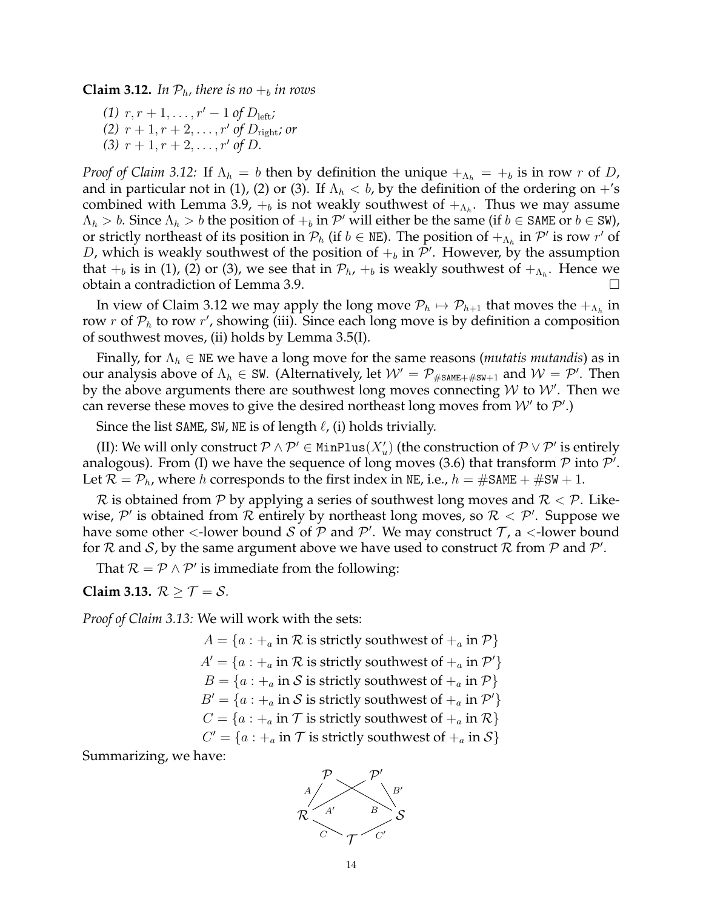**Claim 3.12.** *In $\mathcal{P}_h$, there is no $+_b$ in rows*

*(1) $r, r+1, \ldots, r'-1$ of $D_{\text{left}}$;*
*(2) $r+1, r+2, \ldots, r'$ of $D_{\text{right}}$; or*
*(3) $r+1, r+2, \ldots, r'$ of $D$.*

*Proof of Claim 3.12:* If $\Lambda_h = b$ then by definition the unique $+_{\Lambda_h} = +_b$ is in row $r$ of $D$, and in particular not in (1), (2) or (3). If $\Lambda_h < b$, by the definition of the ordering on $+$'s combined with Lemma 3.9, $+_b$ is not weakly southwest of $+_{\Lambda_h}$. Thus we may assume $\Lambda_h > b$. Since $\Lambda_h > b$ the position of $+_b$ in $\mathcal{P}'$ will either be the same (if $b \in$ SAME or $b \in$ SW), or strictly northeast of its position in $\mathcal{P}_h$ (if $b \in$ NE). The position of $+_{\Lambda_h}$ in $\mathcal{P}'$ is row $r'$ of $D$, which is weakly southwest of the position of $+_b$ in $\mathcal{P}'$. However, by the assumption that $+_b$ is in (1), (2) or (3), we see that in $\mathcal{P}_h$, $+_b$ is weakly southwest of $+_{\Lambda_h}$. Hence we obtain a contradiction of Lemma 3.9. $\square$

In view of Claim 3.12 we may apply the long move $\mathcal{P}_h \mapsto \mathcal{P}_{h+1}$ that moves the $+_{\Lambda_h}$ in row $r$ of $\mathcal{P}_h$ to row $r'$, showing (iii). Since each long move is by definition a composition of southwest moves, (ii) holds by Lemma 3.5(I).

Finally, for $\Lambda_h \in$ NE we have a long move for the same reasons (*mutatis mutandis*) as in our analysis above of $\Lambda_h \in$ SW. (Alternatively, let $\mathcal{W}' = \mathcal{P}_{\#\text{SAME}+\#\text{SW}+1}$ and $\mathcal{W} = \mathcal{P}'$. Then by the above arguments there are southwest long moves connecting $\mathcal{W}$ to $\mathcal{W}'$. Then we can reverse these moves to give the desired northeast long moves from $\mathcal{W}'$ to $\mathcal{P}'$.)

Since the list SAME, SW, NE is of length $\ell$, (i) holds trivially.

(II): We will only construct $\mathcal{P} \wedge \mathcal{P}' \in \texttt{MinPlus}(X'_u)$ (the construction of $\mathcal{P} \vee \mathcal{P}'$ is entirely analogous). From (I) we have the sequence of long moves (3.6) that transform $\mathcal{P}$ into $\mathcal{P}'$. Let $\mathcal{R} = \mathcal{P}_h$, where $h$ corresponds to the first index in NE, i.e., $h = \#\text{SAME} + \#\text{SW} + 1$.

$\mathcal{R}$ is obtained from $\mathcal{P}$ by applying a series of southwest long moves and $\mathcal{R} < \mathcal{P}$. Likewise, $\mathcal{P}'$ is obtained from $\mathcal{R}$ entirely by northeast long moves, so $\mathcal{R} < \mathcal{P}'$. Suppose we have some other $<$-lower bound $\mathcal{S}$ of $\mathcal{P}$ and $\mathcal{P}'$. We may construct $\mathcal{T}$, a $<$-lower bound for $\mathcal{R}$ and $\mathcal{S}$, by the same argument above we have used to construct $\mathcal{R}$ from $\mathcal{P}$ and $\mathcal{P}'$.

That $\mathcal{R} = \mathcal{P} \wedge \mathcal{P}'$ is immediate from the following:

**Claim 3.13.** $\mathcal{R} \geq \mathcal{T} = \mathcal{S}$.

*Proof of Claim 3.13:* We will work with the sets:

$$
\begin{aligned}
A &= \{a : +_a \text{ in } \mathcal{R} \text{ is strictly southwest of } +_a \text{ in } \mathcal{P}\} \\
A' &= \{a : +_a \text{ in } \mathcal{R} \text{ is strictly southwest of } +_a \text{ in } \mathcal{P}'\} \\
B &= \{a : +_a \text{ in } \mathcal{S} \text{ is strictly southwest of } +_a \text{ in } \mathcal{P}\} \\
B' &= \{a : +_a \text{ in } \mathcal{S} \text{ is strictly southwest of } +_a \text{ in } \mathcal{P}'\} \\
C &= \{a : +_a \text{ in } \mathcal{T} \text{ is strictly southwest of } +_a \text{ in } \mathcal{R}\} \\
C' &= \{a : +_a \text{ in } \mathcal{T} \text{ is strictly southwest of } +_a \text{ in } \mathcal{S}\}
\end{aligned}
$$

Summarizing, we have:

$$
\begin{array}{ccccc}
 & \mathcal{P} & & \mathcal{P}' & \\
A \diagup & & \times & & \diagdown B' \\
\mathcal{R} & A' & & B & \mathcal{S} \\
 & C \diagdown & \mathcal{T} & \diagup C' &
\end{array}
$$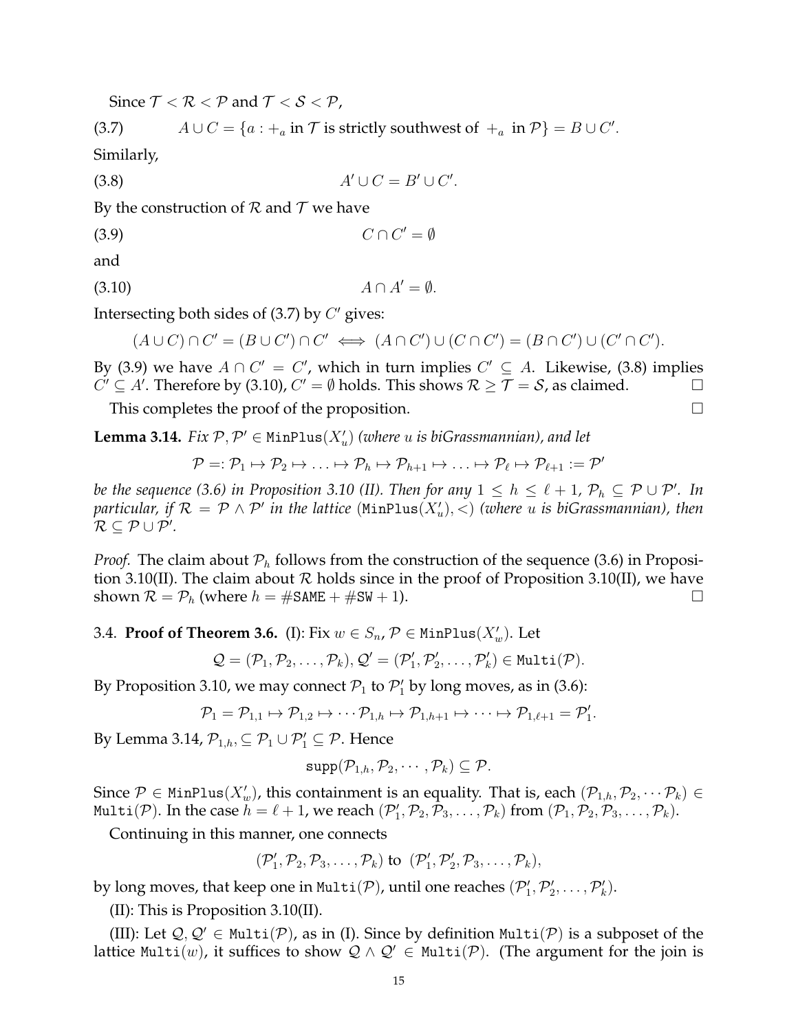Since $\mathcal{T} < \mathcal{R} < \mathcal{P}$ and $\mathcal{T} < \mathcal{S} < \mathcal{P}$,

$$A \cup C = \{a : +_a \text{ in } \mathcal{T} \text{ is strictly southwest of } +_a \text{ in } \mathcal{P}\} = B \cup C'. \tag{3.7}$$

Similarly,

$$A' \cup C = B' \cup C'. \tag{3.8}$$

By the construction of $\mathcal{R}$ and $\mathcal{T}$ we have

$$C \cap C' = \emptyset \tag{3.9}$$

and

$$A \cap A' = \emptyset. \tag{3.10}$$

Intersecting both sides of (3.7) by $C'$ gives:

$$(A \cup C) \cap C' = (B \cup C') \cap C' \iff (A \cap C') \cup (C \cap C') = (B \cap C') \cup (C' \cap C').$$

By (3.9) we have $A \cap C' = C'$, which in turn implies $C' \subseteq A$. Likewise, (3.8) implies $C' \subseteq A'$. Therefore by (3.10), $C' = \emptyset$ holds. This shows $\mathcal{R} \geq \mathcal{T} = \mathcal{S}$, as claimed. $\square$

This completes the proof of the proposition. $\square$

**Lemma 3.14.** *Fix $\mathcal{P}, \mathcal{P}' \in \texttt{MinPlus}(X'_u)$ (where $u$ is biGrassmannian), and let*

$$\mathcal{P} =: \mathcal{P}_1 \mapsto \mathcal{P}_2 \mapsto \ldots \mapsto \mathcal{P}_h \mapsto \mathcal{P}_{h+1} \mapsto \ldots \mapsto \mathcal{P}_\ell \mapsto \mathcal{P}_{\ell+1} := \mathcal{P}'$$

*be the sequence (3.6) in Proposition 3.10 (II). Then for any $1 \leq h \leq \ell + 1$, $\mathcal{P}_h \subseteq \mathcal{P} \cup \mathcal{P}'$. In particular, if $\mathcal{R} = \mathcal{P} \wedge \mathcal{P}'$ in the lattice $(\texttt{MinPlus}(X'_u), <)$ (where $u$ is biGrassmannian), then $\mathcal{R} \subseteq \mathcal{P} \cup \mathcal{P}'$.*

*Proof.* The claim about $\mathcal{P}_h$ follows from the construction of the sequence (3.6) in Proposition 3.10(II). The claim about $\mathcal{R}$ holds since in the proof of Proposition 3.10(II), we have shown $\mathcal{R} = \mathcal{P}_h$ (where $h = \#\texttt{SAME} + \#\texttt{SW} + 1$). $\square$

### 3.4. Proof of Theorem 3.6.

(I): Fix $w \in S_n$, $\mathcal{P} \in \texttt{MinPlus}(X'_w)$. Let

$$\mathcal{Q} = (\mathcal{P}_1, \mathcal{P}_2, \ldots, \mathcal{P}_k), \mathcal{Q}' = (\mathcal{P}'_1, \mathcal{P}'_2, \ldots, \mathcal{P}'_k) \in \texttt{Multi}(\mathcal{P}).$$

By Proposition 3.10, we may connect $\mathcal{P}_1$ to $\mathcal{P}'_1$ by long moves, as in (3.6):

$$\mathcal{P}_1 = \mathcal{P}_{1,1} \mapsto \mathcal{P}_{1,2} \mapsto \cdots \mathcal{P}_{1,h} \mapsto \mathcal{P}_{1,h+1} \mapsto \cdots \mapsto \mathcal{P}_{1,\ell+1} = \mathcal{P}'_1.$$

By Lemma 3.14, $\mathcal{P}_{1,h}, \subseteq \mathcal{P}_1 \cup \mathcal{P}'_1 \subseteq \mathcal{P}$. Hence

$$\texttt{supp}(\mathcal{P}_{1,h}, \mathcal{P}_2, \cdots, \mathcal{P}_k) \subseteq \mathcal{P}.$$

Since $\mathcal{P} \in \texttt{MinPlus}(X'_w)$, this containment is an equality. That is, each $(\mathcal{P}_{1,h}, \mathcal{P}_2, \cdots \mathcal{P}_k) \in \texttt{Multi}(\mathcal{P})$. In the case $h = \ell + 1$, we reach $(\mathcal{P}'_1, \mathcal{P}_2, \mathcal{P}_3, \ldots, \mathcal{P}_k)$ from $(\mathcal{P}_1, \mathcal{P}_2, \mathcal{P}_3, \ldots, \mathcal{P}_k)$.

Continuing in this manner, one connects

$$(\mathcal{P}'_1, \mathcal{P}_2, \mathcal{P}_3, \ldots, \mathcal{P}_k) \text{ to } (\mathcal{P}'_1, \mathcal{P}'_2, \mathcal{P}_3, \ldots, \mathcal{P}_k),$$

by long moves, that keep one in $\texttt{Multi}(\mathcal{P})$, until one reaches $(\mathcal{P}'_1, \mathcal{P}'_2, \ldots, \mathcal{P}'_k)$.

(II): This is Proposition 3.10(II).

(III): Let $\mathcal{Q}, \mathcal{Q}' \in \texttt{Multi}(\mathcal{P})$, as in (I). Since by definition $\texttt{Multi}(\mathcal{P})$ is a subposet of the lattice $\texttt{Multi}(w)$, it suffices to show $\mathcal{Q} \wedge \mathcal{Q}' \in \texttt{Multi}(\mathcal{P})$. (The argument for the join is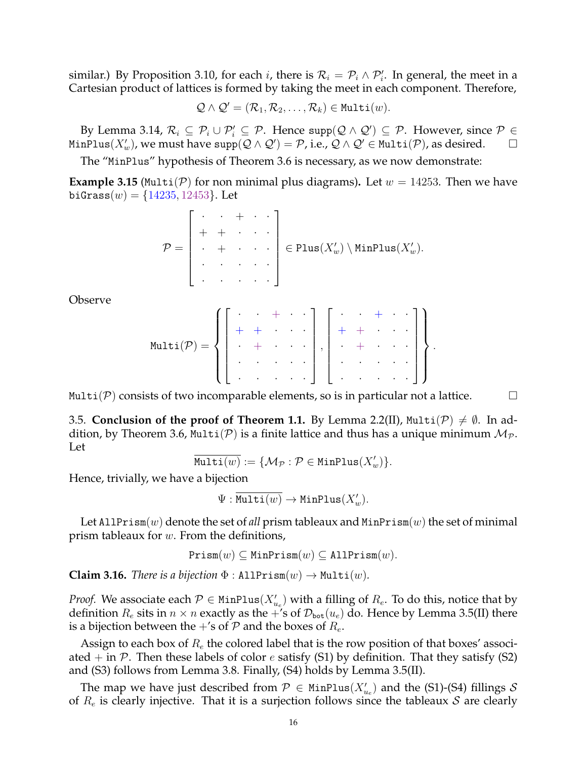similar.) By Proposition 3.10, for each $i$, there is $\mathcal{R}_i = \mathcal{P}_i \wedge \mathcal{P}'_i$. In general, the meet in a Cartesian product of lattices is formed by taking the meet in each component. Therefore,

$$\mathcal{Q} \wedge \mathcal{Q}' = (\mathcal{R}_1, \mathcal{R}_2, \ldots, \mathcal{R}_k) \in \texttt{Multi}(w).$$

By Lemma 3.14, $\mathcal{R}_i \subseteq \mathcal{P}_i \cup \mathcal{P}'_i \subseteq \mathcal{P}$. Hence $\texttt{supp}(\mathcal{Q} \wedge \mathcal{Q}') \subseteq \mathcal{P}$. However, since $\mathcal{P} \in \texttt{MinPlus}(X'_w)$, we must have $\texttt{supp}(\mathcal{Q} \wedge \mathcal{Q}') = \mathcal{P}$, i.e., $\mathcal{Q} \wedge \mathcal{Q}' \in \texttt{Multi}(\mathcal{P})$, as desired. □

The "MinPlus" hypothesis of Theorem 3.6 is necessary, as we now demonstrate:

**Example 3.15** ($\texttt{Multi}(\mathcal{P})$ for non minimal plus diagrams)**.** Let $w = 14253$. Then we have $\texttt{biGrass}(w) = \{14235, 12453\}$. Let

$$\mathcal{P} = \begin{bmatrix} \cdot & \cdot & + & \cdot & \cdot \\ + & + & \cdot & \cdot & \cdot \\ \cdot & + & \cdot & \cdot & \cdot \\ \cdot & \cdot & \cdot & \cdot & \cdot \\ \cdot & \cdot & \cdot & \cdot & \cdot \end{bmatrix} \in \texttt{Plus}(X'_w) \setminus \texttt{MinPlus}(X'_w).$$

Observe

$$\texttt{Multi}(\mathcal{P}) = \left\{ \begin{bmatrix} \cdot & \cdot & + & \cdot & \cdot \\ + & + & \cdot & \cdot & \cdot \\ \cdot & + & \cdot & \cdot & \cdot \\ \cdot & \cdot & \cdot & \cdot & \cdot \\ \cdot & \cdot & \cdot & \cdot & \cdot \end{bmatrix}, \begin{bmatrix} \cdot & \cdot & + & \cdot & \cdot \\ + & + & \cdot & \cdot & \cdot \\ \cdot & + & \cdot & \cdot & \cdot \\ \cdot & \cdot & \cdot & \cdot & \cdot \\ \cdot & \cdot & \cdot & \cdot & \cdot \end{bmatrix} \right\}.$$

$\texttt{Multi}(\mathcal{P})$ consists of two incomparable elements, so is in particular not a lattice. □

3.5. **Conclusion of the proof of Theorem 1.1.** By Lemma 2.2(II), $\texttt{Multi}(\mathcal{P}) \neq \emptyset$. In addition, by Theorem 3.6, $\texttt{Multi}(\mathcal{P})$ is a finite lattice and thus has a unique minimum $\mathcal{M}_{\mathcal{P}}$. Let

$$\overline{\texttt{Multi}(w)} := \{\mathcal{M}_{\mathcal{P}} : \mathcal{P} \in \texttt{MinPlus}(X'_w)\}.$$

Hence, trivially, we have a bijection

$$\Psi : \overline{\texttt{Multi}(w)} \to \texttt{MinPlus}(X'_w).$$

Let $\texttt{AllPrism}(w)$ denote the set of *all* prism tableaux and $\texttt{MinPrism}(w)$ the set of minimal prism tableaux for $w$. From the definitions,

$$\texttt{Prism}(w) \subseteq \texttt{MinPrism}(w) \subseteq \texttt{AllPrism}(w).$$

**Claim 3.16.** *There is a bijection* $\Phi : \texttt{AllPrism}(w) \to \texttt{Multi}(w)$*.*

*Proof.* We associate each $\mathcal{P} \in \texttt{MinPlus}(X'_{u_e})$ with a filling of $R_e$. To do this, notice that by definition $R_e$ sits in $n \times n$ exactly as the $+$'s of $\mathcal{D}_{\texttt{bot}}(u_e)$ do. Hence by Lemma 3.5(II) there is a bijection between the $+$'s of $\mathcal{P}$ and the boxes of $R_e$.

Assign to each box of $R_e$ the colored label that is the row position of that boxes' associated $+$ in $\mathcal{P}$. Then these labels of color $e$ satisfy (S1) by definition. That they satisfy (S2) and (S3) follows from Lemma 3.8. Finally, (S4) holds by Lemma 3.5(II).

The map we have just described from $\mathcal{P} \in \texttt{MinPlus}(X'_{u_e})$ and the (S1)-(S4) fillings $\mathcal{S}$ of $R_e$ is clearly injective. That it is a surjection follows since the tableaux $\mathcal{S}$ are clearly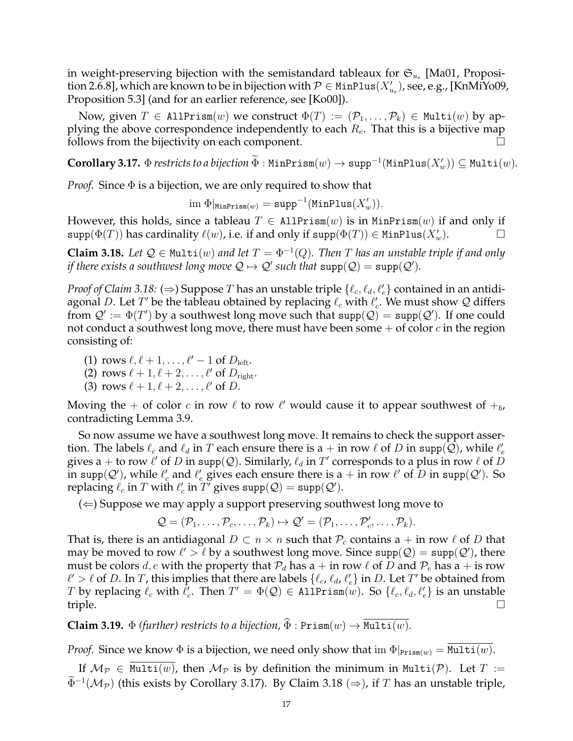in weight-preserving bijection with the semistandard tableaux for $\mathfrak{S}_{u_e}$ [Ma01, Proposition 2.6.8], which are known to be in bijection with $\mathcal{P} \in \texttt{MinPlus}(X'_{u_e})$, see, e.g., [KnMiYo09, Proposition 5.3] (and for an earlier reference, see [Ko00]).

Now, given $T \in \texttt{AllPrism}(w)$ we construct $\Phi(T) := (\mathcal{P}_1, \ldots, \mathcal{P}_k) \in \texttt{Multi}(w)$ by applying the above correspondence independently to each $R_e$. That this is a bijective map follows from the bijectivity on each component. $\square$

**Corollary 3.17.** *$\Phi$ restricts to a bijection $\widetilde{\Phi} : \texttt{MinPrism}(w) \to \texttt{supp}^{-1}(\texttt{MinPlus}(X'_w)) \subseteq \texttt{Multi}(w)$.*

*Proof.* Since $\Phi$ is a bijection, we are only required to show that

$$\text{im } \Phi|_{\texttt{MinPrism}(w)} = \texttt{supp}^{-1}(\texttt{MinPlus}(X'_w)).$$

However, this holds, since a tableau $T \in \texttt{AllPrism}(w)$ is in $\texttt{MinPrism}(w)$ if and only if $\texttt{supp}(\Phi(T))$ has cardinality $\ell(w)$, i.e. if and only if $\texttt{supp}(\Phi(T)) \in \texttt{MinPlus}(X'_w)$. $\square$

**Claim 3.18.** *Let $\mathcal{Q} \in \texttt{Multi}(w)$ and let $T = \Phi^{-1}(Q)$. Then $T$ has an unstable triple if and only if there exists a southwest long move $\mathcal{Q} \mapsto \mathcal{Q}'$ such that $\texttt{supp}(\mathcal{Q}) = \texttt{supp}(\mathcal{Q}')$.*

*Proof of Claim 3.18:* ($\Rightarrow$) Suppose $T$ has an unstable triple $\{\ell_c, \ell_d, \ell'_e\}$ contained in an antidiagonal $D$. Let $T'$ be the tableau obtained by replacing $\ell_c$ with $\ell'_c$. We must show $\mathcal{Q}$ differs from $\mathcal{Q}' := \Phi(T')$ by a southwest long move such that $\texttt{supp}(\mathcal{Q}) = \texttt{supp}(\mathcal{Q}')$. If one could not conduct a southwest long move, there must have been some $+$ of color $c$ in the region consisting of:

(1) rows $\ell, \ell+1, \ldots, \ell'-1$ of $D_{\text{left}}$.
(2) rows $\ell+1, \ell+2, \ldots, \ell'$ of $D_{\text{right}}$.
(3) rows $\ell+1, \ell+2, \ldots, \ell'$ of $D$.

Moving the $+$ of color $c$ in row $\ell$ to row $\ell'$ would cause it to appear southwest of $+_b$, contradicting Lemma 3.9.

So now assume we have a southwest long move. It remains to check the support assertion. The labels $\ell_c$ and $\ell_d$ in $T$ each ensure there is a $+$ in row $\ell$ of $D$ in $\texttt{supp}(\mathcal{Q})$, while $\ell'_e$ gives a $+$ to row $\ell'$ of $D$ in $\texttt{supp}(\mathcal{Q})$. Similarly, $\ell_d$ in $T'$ corresponds to a plus in row $\ell$ of $D$ in $\texttt{supp}(\mathcal{Q}')$, while $\ell'_c$ and $\ell'_e$ gives each ensure there is a $+$ in row $\ell'$ of $D$ in $\texttt{supp}(\mathcal{Q}')$. So replacing $\ell_c$ in $T$ with $\ell'_c$ in $T'$ gives $\texttt{supp}(\mathcal{Q}) = \texttt{supp}(\mathcal{Q}')$.

($\Leftarrow$) Suppose we may apply a support preserving southwest long move to

$$\mathcal{Q} = (\mathcal{P}_1, \ldots, \mathcal{P}_c, \ldots, \mathcal{P}_k) \mapsto \mathcal{Q}' = (\mathcal{P}_1, \ldots, \mathcal{P}'_c, \ldots, \mathcal{P}_k).$$

That is, there is an antidiagonal $D \subset n \times n$ such that $\mathcal{P}_c$ contains a $+$ in row $\ell$ of $D$ that may be moved to row $\ell' > \ell$ by a southwest long move. Since $\texttt{supp}(\mathcal{Q}) = \texttt{supp}(\mathcal{Q}')$, there must be colors $d, e$ with the property that $\mathcal{P}_d$ has a $+$ in row $\ell$ of $D$ and $\mathcal{P}_e$ has a $+$ is row $\ell' > \ell$ of $D$. In $T$, this implies that there are labels $\{\ell_c, \ell_d, \ell'_e\}$ in $D$. Let $T'$ be obtained from $T$ by replacing $\ell_c$ with $\ell'_c$. Then $T' = \Phi(\mathcal{Q}) \in \texttt{AllPrism}(w)$. So $\{\ell_c, \ell_d, \ell'_e\}$ is an unstable triple. $\square$

**Claim 3.19.** *$\Phi$ (further) restricts to a bijection, $\widehat{\Phi} : \texttt{Prism}(w) \to \overline{\texttt{Multi}(w)}$.*

*Proof.* Since we know $\Phi$ is a bijection, we need only show that $\text{im } \Phi|_{\texttt{Prism}(w)} = \overline{\texttt{Multi}(w)}$.

If $\mathcal{M}_{\mathcal{P}} \in \overline{\texttt{Multi}(w)}$, then $\mathcal{M}_{\mathcal{P}}$ is by definition the minimum in $\texttt{Multi}(\mathcal{P})$. Let $T := \widetilde{\Phi}^{-1}(\mathcal{M}_{\mathcal{P}})$ (this exists by Corollary 3.17). By Claim 3.18 ($\Rightarrow$), if $T$ has an unstable triple,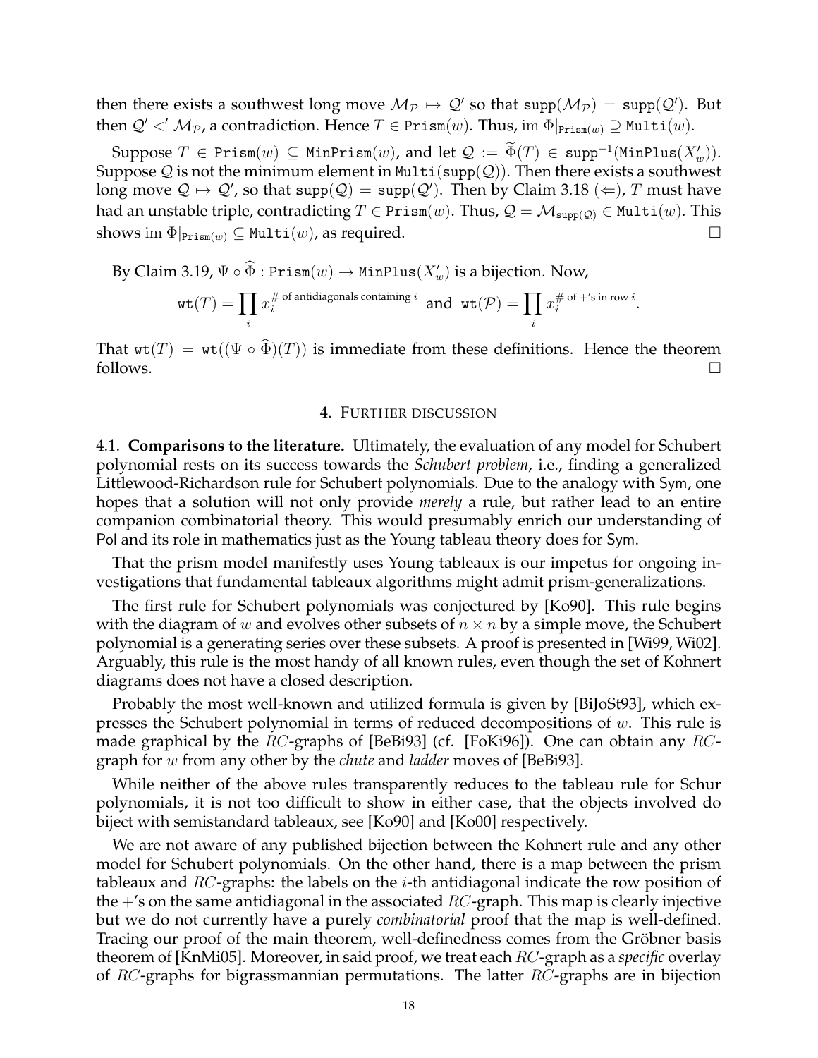then there exists a southwest long move $\mathcal{M}_{\mathcal{P}} \mapsto \mathcal{Q}'$ so that $\mathtt{supp}(\mathcal{M}_{\mathcal{P}}) = \mathtt{supp}(\mathcal{Q}')$. But then $\mathcal{Q}' <' \mathcal{M}_{\mathcal{P}}$, a contradiction. Hence $T \in \mathtt{Prism}(w)$. Thus, $\mathrm{im}\, \Phi|_{\mathtt{Prism}(w)} \supseteq \overline{\mathtt{Multi}(w)}$.

Suppose $T \in \mathtt{Prism}(w) \subseteq \mathtt{MinPrism}(w)$, and let $\mathcal{Q} := \widetilde{\Phi}(T) \in \mathtt{supp}^{-1}(\mathtt{MinPlus}(X'_w))$. Suppose $\mathcal{Q}$ is not the minimum element in $\mathtt{Multi}(\mathtt{supp}(\mathcal{Q}))$. Then there exists a southwest long move $\mathcal{Q} \mapsto \mathcal{Q}'$, so that $\mathtt{supp}(\mathcal{Q}) = \mathtt{supp}(\mathcal{Q}')$. Then by Claim 3.18 ($\Leftarrow$), $T$ must have had an unstable triple, contradicting $T \in \mathtt{Prism}(w)$. Thus, $\mathcal{Q} = \mathcal{M}_{\mathtt{supp}(\mathcal{Q})} \in \overline{\mathtt{Multi}(w)}$. This shows $\mathrm{im}\, \Phi|_{\mathtt{Prism}(w)} \subseteq \overline{\mathtt{Multi}(w)}$, as required. $\square$

By Claim 3.19, $\Psi \circ \widehat{\Phi} : \mathtt{Prism}(w) \to \mathtt{MinPlus}(X'_w)$ is a bijection. Now,

$$\mathtt{wt}(T) = \prod_i x_i^{\#\text{ of antidiagonals containing } i} \text{ and } \mathtt{wt}(\mathcal{P}) = \prod_i x_i^{\#\text{ of }+\text{'s in row } i}.$$

That $\mathtt{wt}(T) = \mathtt{wt}((\Psi \circ \widehat{\Phi})(T))$ is immediate from these definitions. Hence the theorem follows. $\square$

## 4. Further discussion

4.1. **Comparisons to the literature.** Ultimately, the evaluation of any model for Schubert polynomial rests on its success towards the *Schubert problem*, i.e., finding a generalized Littlewood-Richardson rule for Schubert polynomials. Due to the analogy with Sym, one hopes that a solution will not only provide *merely* a rule, but rather lead to an entire companion combinatorial theory. This would presumably enrich our understanding of Pol and its role in mathematics just as the Young tableau theory does for Sym.

That the prism model manifestly uses Young tableaux is our impetus for ongoing investigations that fundamental tableaux algorithms might admit prism-generalizations.

The first rule for Schubert polynomials was conjectured by [Ko90]. This rule begins with the diagram of $w$ and evolves other subsets of $n \times n$ by a simple move, the Schubert polynomial is a generating series over these subsets. A proof is presented in [Wi99, Wi02]. Arguably, this rule is the most handy of all known rules, even though the set of Kohnert diagrams does not have a closed description.

Probably the most well-known and utilized formula is given by [BiJoSt93], which expresses the Schubert polynomial in terms of reduced decompositions of $w$. This rule is made graphical by the $RC$-graphs of [BeBi93] (cf. [FoKi96]). One can obtain any $RC$-graph for $w$ from any other by the *chute* and *ladder* moves of [BeBi93].

While neither of the above rules transparently reduces to the tableau rule for Schur polynomials, it is not too difficult to show in either case, that the objects involved do biject with semistandard tableaux, see [Ko90] and [Ko00] respectively.

We are not aware of any published bijection between the Kohnert rule and any other model for Schubert polynomials. On the other hand, there is a map between the prism tableaux and $RC$-graphs: the labels on the $i$-th antidiagonal indicate the row position of the $+$'s on the same antidiagonal in the associated $RC$-graph. This map is clearly injective but we do not currently have a purely *combinatorial* proof that the map is well-defined. Tracing our proof of the main theorem, well-definedness comes from the Gröbner basis theorem of [KnMi05]. Moreover, in said proof, we treat each $RC$-graph as a *specific* overlay of $RC$-graphs for bigrassmannian permutations. The latter $RC$-graphs are in bijection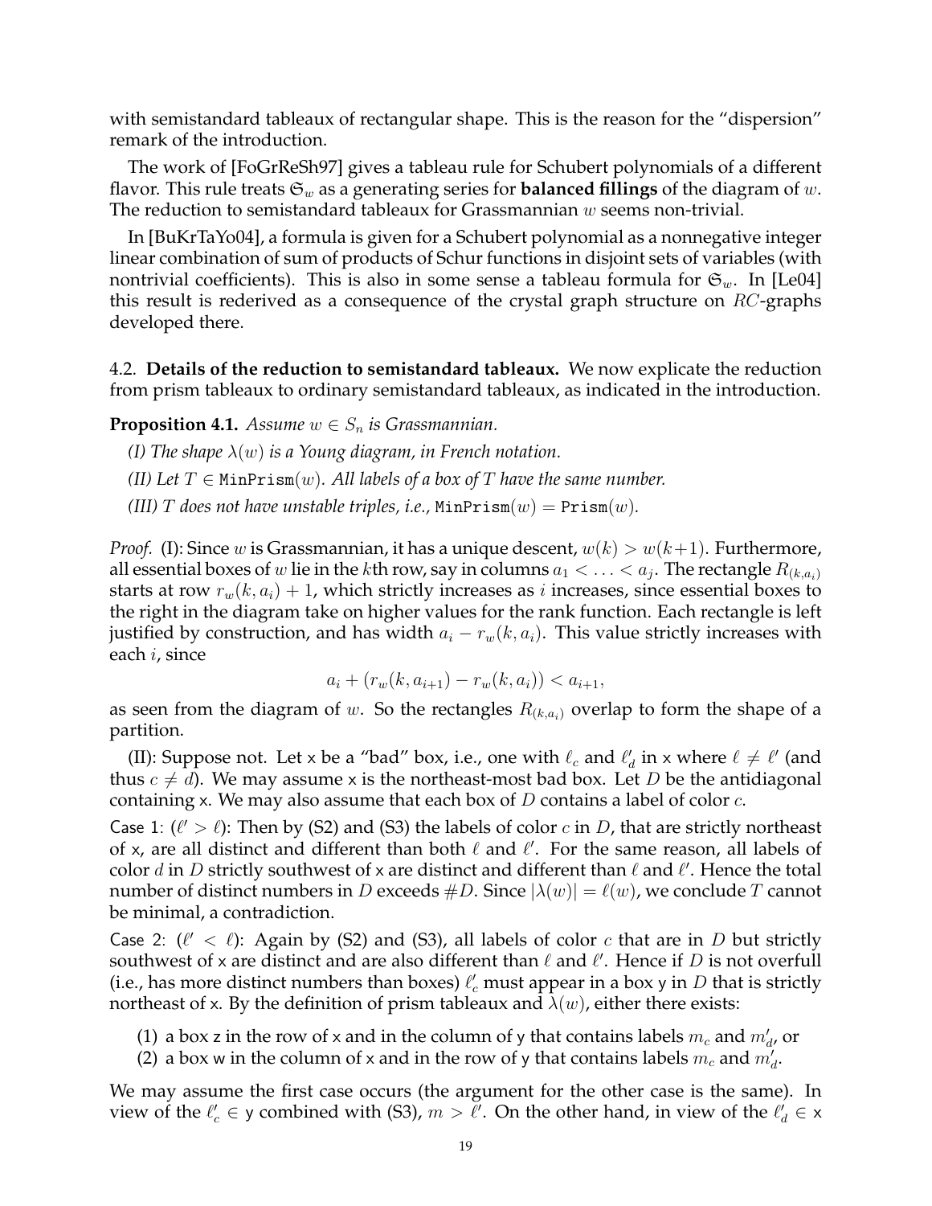with semistandard tableaux of rectangular shape. This is the reason for the "dispersion" remark of the introduction.

The work of [FoGrReSh97] gives a tableau rule for Schubert polynomials of a different flavor. This rule treats $\mathfrak{S}_w$ as a generating series for **balanced fillings** of the diagram of $w$. The reduction to semistandard tableaux for Grassmannian $w$ seems non-trivial.

In [BuKrTaYo04], a formula is given for a Schubert polynomial as a nonnegative integer linear combination of sum of products of Schur functions in disjoint sets of variables (with nontrivial coefficients). This is also in some sense a tableau formula for $\mathfrak{S}_w$. In [Le04] this result is rederived as a consequence of the crystal graph structure on $RC$-graphs developed there.

4.2. **Details of the reduction to semistandard tableaux.** We now explicate the reduction from prism tableaux to ordinary semistandard tableaux, as indicated in the introduction.

**Proposition 4.1.** *Assume $w \in S_n$ is Grassmannian.*

*(I) The shape $\lambda(w)$ is a Young diagram, in French notation.*

*(II) Let $T \in \texttt{MinPrism}(w)$. All labels of a box of $T$ have the same number.*

*(III) $T$ does not have unstable triples, i.e., $\texttt{MinPrism}(w) = \texttt{Prism}(w)$.*

*Proof.* (I): Since $w$ is Grassmannian, it has a unique descent, $w(k) > w(k+1)$. Furthermore, all essential boxes of $w$ lie in the $k$th row, say in columns $a_1 < \ldots < a_j$. The rectangle $R_{(k,a_i)}$ starts at row $r_w(k, a_i) + 1$, which strictly increases as $i$ increases, since essential boxes to the right in the diagram take on higher values for the rank function. Each rectangle is left justified by construction, and has width $a_i - r_w(k, a_i)$. This value strictly increases with each $i$, since

$$a_i + (r_w(k, a_{i+1}) - r_w(k, a_i)) < a_{i+1},$$

as seen from the diagram of $w$. So the rectangles $R_{(k,a_i)}$ overlap to form the shape of a partition.

(II): Suppose not. Let $\mathsf{x}$ be a "bad" box, i.e., one with $\ell_c$ and $\ell'_d$ in $\mathsf{x}$ where $\ell \neq \ell'$ (and thus $c \neq d$). We may assume $\mathsf{x}$ is the northeast-most bad box. Let $D$ be the antidiagonal containing $\mathsf{x}$. We may also assume that each box of $D$ contains a label of color $c$.

Case 1: ($\ell' > \ell$): Then by (S2) and (S3) the labels of color $c$ in $D$, that are strictly northeast of $\mathsf{x}$, are all distinct and different than both $\ell$ and $\ell'$. For the same reason, all labels of color $d$ in $D$ strictly southwest of $\mathsf{x}$ are distinct and different than $\ell$ and $\ell'$. Hence the total number of distinct numbers in $D$ exceeds $\#D$. Since $|\lambda(w)| = \ell(w)$, we conclude $T$ cannot be minimal, a contradiction.

Case 2: ($\ell' < \ell$): Again by (S2) and (S3), all labels of color $c$ that are in $D$ but strictly southwest of $\mathsf{x}$ are distinct and are also different than $\ell$ and $\ell'$. Hence if $D$ is not overfull (i.e., has more distinct numbers than boxes) $\ell'_c$ must appear in a box $\mathsf{y}$ in $D$ that is strictly northeast of $\mathsf{x}$. By the definition of prism tableaux and $\lambda(w)$, either there exists:

1. a box $\mathsf{z}$ in the row of $\mathsf{x}$ and in the column of $\mathsf{y}$ that contains labels $m_c$ and $m'_d$, or
2. a box $\mathsf{w}$ in the column of $\mathsf{x}$ and in the row of $\mathsf{y}$ that contains labels $m_c$ and $m'_d$.

We may assume the first case occurs (the argument for the other case is the same). In view of the $\ell'_c \in \mathsf{y}$ combined with (S3), $m > \ell'$. On the other hand, in view of the $\ell'_d \in \mathsf{x}$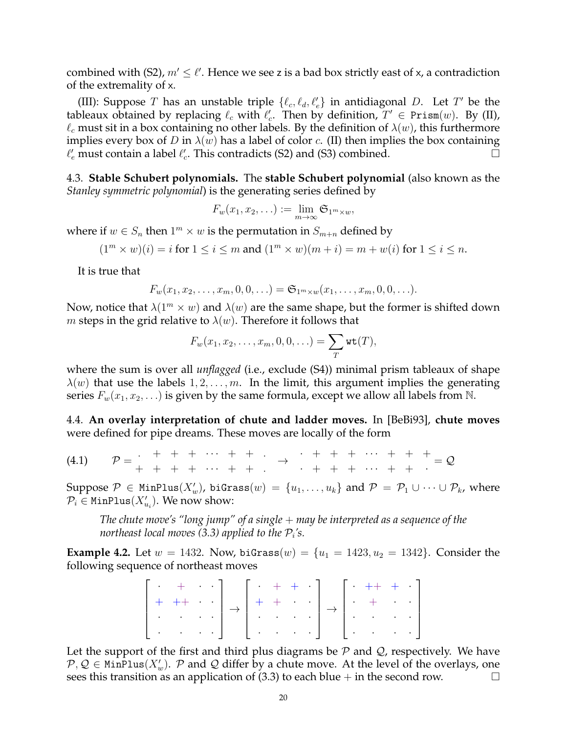combined with (S2), $m' \leq \ell'$. Hence we see z is a bad box strictly east of x, a contradiction of the extremality of x.

(III): Suppose $T$ has an unstable triple $\{\ell_c, \ell_d, \ell'_e\}$ in antidiagonal $D$. Let $T'$ be the tableaux obtained by replacing $\ell_c$ with $\ell'_c$. Then by definition, $T' \in \texttt{Prism}(w)$. By (II), $\ell_c$ must sit in a box containing no other labels. By the definition of $\lambda(w)$, this furthermore implies every box of $D$ in $\lambda(w)$ has a label of color $c$. (II) then implies the box containing $\ell'_e$ must contain a label $\ell'_c$. This contradicts (S2) and (S3) combined. $\square$

### 4.3. Stable Schubert polynomials.

The **stable Schubert polynomial** (also known as the *Stanley symmetric polynomial*) is the generating series defined by

$$F_w(x_1, x_2, \ldots) := \lim_{m \to \infty} \mathfrak{S}_{1^m \times w},$$

where if $w \in S_n$ then $1^m \times w$ is the permutation in $S_{m+n}$ defined by

$$(1^m \times w)(i) = i \text{ for } 1 \leq i \leq m \text{ and } (1^m \times w)(m+i) = m + w(i) \text{ for } 1 \leq i \leq n.$$

It is true that

$$F_w(x_1, x_2, \ldots, x_m, 0, 0, \ldots) = \mathfrak{S}_{1^m \times w}(x_1, \ldots, x_m, 0, 0, \ldots).$$

Now, notice that $\lambda(1^m \times w)$ and $\lambda(w)$ are the same shape, but the former is shifted down $m$ steps in the grid relative to $\lambda(w)$. Therefore it follows that

$$F_w(x_1, x_2, \ldots, x_m, 0, 0, \ldots) = \sum_T \texttt{wt}(T),$$

where the sum is over all *unflagged* (i.e., exclude (S4)) minimal prism tableaux of shape $\lambda(w)$ that use the labels $1, 2, \ldots, m$. In the limit, this argument implies the generating series $F_w(x_1, x_2, \ldots)$ is given by the same formula, except we allow all labels from $\mathbb{N}$.

### 4.4. An overlay interpretation of chute and ladder moves.

In [BeBi93], **chute moves** were defined for pipe dreams. These moves are locally of the form

$$(4.1) \qquad \mathcal{P} = \begin{matrix} \cdot & + & + & + & \cdots & + & + & \cdot \\ + & + & + & + & \cdots & + & + & \cdot \end{matrix} \quad \to \quad \begin{matrix} \cdot & + & + & + & \cdots & + & + & + \\ \cdot & + & + & + & \cdots & + & + & \cdot \end{matrix} = \mathcal{Q}$$

Suppose $\mathcal{P} \in \texttt{MinPlus}(X'_w)$, $\texttt{biGrass}(w) = \{u_1, \ldots, u_k\}$ and $\mathcal{P} = \mathcal{P}_1 \cup \cdots \cup \mathcal{P}_k$, where $\mathcal{P}_i \in \texttt{MinPlus}(X'_{u_i})$. We now show:

> *The chute move's "long jump" of a single + may be interpreted as a sequence of the northeast local moves (3.3) applied to the $\mathcal{P}_i$'s.*

**Example 4.2.** Let $w = 1432$. Now, $\texttt{biGrass}(w) = \{u_1 = 1423, u_2 = 1342\}$. Consider the following sequence of northeast moves

$$\begin{bmatrix} \cdot & + & \cdot & \cdot \\ + & ++ & \cdot & \cdot \\ \cdot & \cdot & \cdot & \cdot \\ \cdot & \cdot & \cdot & \cdot \end{bmatrix} \to \begin{bmatrix} \cdot & + & + & \cdot \\ + & + & \cdot & \cdot \\ \cdot & \cdot & \cdot & \cdot \\ \cdot & \cdot & \cdot & \cdot \end{bmatrix} \to \begin{bmatrix} \cdot & ++ & + & \cdot \\ \cdot & + & \cdot & \cdot \\ \cdot & \cdot & \cdot & \cdot \\ \cdot & \cdot & \cdot & \cdot \end{bmatrix}$$

Let the support of the first and third plus diagrams be $\mathcal{P}$ and $\mathcal{Q}$, respectively. We have $\mathcal{P}, \mathcal{Q} \in \texttt{MinPlus}(X'_w)$. $\mathcal{P}$ and $\mathcal{Q}$ differ by a chute move. At the level of the overlays, one sees this transition as an application of (3.3) to each blue + in the second row. $\square$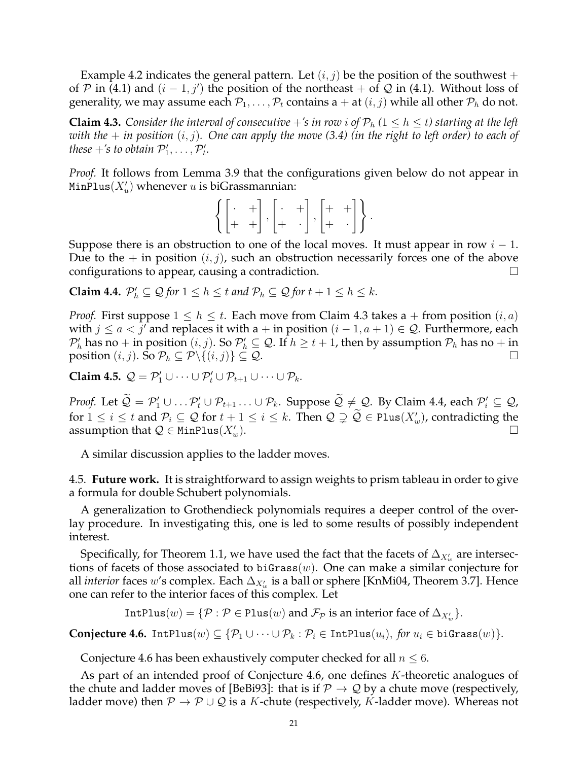Example 4.2 indicates the general pattern. Let $(i,j)$ be the position of the southwest $+$ of $\mathcal{P}$ in (4.1) and $(i-1,j')$ the position of the northeast $+$ of $\mathcal{Q}$ in (4.1). Without loss of generality, we may assume each $\mathcal{P}_1,\ldots,\mathcal{P}_t$ contains a $+$ at $(i,j)$ while all other $\mathcal{P}_h$ do not.

**Claim 4.3.** *Consider the interval of consecutive $+$'s in row $i$ of $\mathcal{P}_h$ ($1 \leq h \leq t$) starting at the left with the $+$ in position $(i,j)$. One can apply the move (3.4) (in the right to left order) to each of these $+$'s to obtain $\mathcal{P}'_1,\ldots,\mathcal{P}'_t$.*

*Proof.* It follows from Lemma 3.9 that the configurations given below do not appear in $\texttt{MinPlus}(X'_u)$ whenever $u$ is biGrassmannian:

$$\left\{ \begin{bmatrix} \cdot & + \\ + & + \end{bmatrix}, \begin{bmatrix} \cdot & + \\ + & \cdot \end{bmatrix}, \begin{bmatrix} + & + \\ + & \cdot \end{bmatrix} \right\}.$$

Suppose there is an obstruction to one of the local moves. It must appear in row $i-1$. Due to the $+$ in position $(i,j)$, such an obstruction necessarily forces one of the above configurations to appear, causing a contradiction. □

**Claim 4.4.** *$\mathcal{P}'_h \subseteq \mathcal{Q}$ for $1 \leq h \leq t$ and $\mathcal{P}_h \subseteq \mathcal{Q}$ for $t+1 \leq h \leq k$.*

*Proof.* First suppose $1 \leq h \leq t$. Each move from Claim 4.3 takes a $+$ from position $(i,a)$ with $j \leq a < j'$ and replaces it with a $+$ in position $(i-1,a+1) \in \mathcal{Q}$. Furthermore, each $\mathcal{P}'_h$ has no $+$ in position $(i,j)$. So $\mathcal{P}'_h \subseteq \mathcal{Q}$. If $h \geq t+1$, then by assumption $\mathcal{P}_h$ has no $+$ in position $(i,j)$. So $\mathcal{P}_h \subseteq \mathcal{P}\backslash\{(i,j)\} \subseteq \mathcal{Q}$. □

**Claim 4.5.** $\mathcal{Q} = \mathcal{P}'_1 \cup \cdots \cup \mathcal{P}'_t \cup \mathcal{P}_{t+1} \cup \cdots \cup \mathcal{P}_k$.

*Proof.* Let $\widetilde{\mathcal{Q}} = \mathcal{P}'_1 \cup \ldots \mathcal{P}'_t \cup \mathcal{P}_{t+1} \ldots \cup \mathcal{P}_k$. Suppose $\widetilde{\mathcal{Q}} \neq \mathcal{Q}$. By Claim 4.4, each $\mathcal{P}'_i \subseteq \mathcal{Q}$, for $1 \leq i \leq t$ and $\mathcal{P}_i \subseteq \mathcal{Q}$ for $t+1 \leq i \leq k$. Then $\mathcal{Q} \supsetneq \widetilde{\mathcal{Q}} \in \texttt{Plus}(X'_w)$, contradicting the assumption that $\mathcal{Q} \in \texttt{MinPlus}(X'_w)$. □

A similar discussion applies to the ladder moves.

4.5. **Future work.** It is straightforward to assign weights to prism tableau in order to give a formula for double Schubert polynomials.

A generalization to Grothendieck polynomials requires a deeper control of the overlay procedure. In investigating this, one is led to some results of possibly independent interest.

Specifically, for Theorem 1.1, we have used the fact that the facets of $\Delta_{X'_w}$ are intersections of facets of those associated to $\texttt{biGrass}(w)$. One can make a similar conjecture for all *interior* faces $w$'s complex. Each $\Delta_{X'_w}$ is a ball or sphere [KnMi04, Theorem 3.7]. Hence one can refer to the interior faces of this complex. Let

$$\texttt{IntPlus}(w) = \{\mathcal{P} : \mathcal{P} \in \texttt{Plus}(w) \text{ and } \mathcal{F}_{\mathcal{P}} \text{ is an interior face of } \Delta_{X'_w}\}.$$

**Conjecture 4.6.** $\texttt{IntPlus}(w) \subseteq \{\mathcal{P}_1 \cup \cdots \cup \mathcal{P}_k : \mathcal{P}_i \in \texttt{IntPlus}(u_i),$ *for* $u_i \in \texttt{biGrass}(w)\}$.

Conjecture 4.6 has been exhaustively computer checked for all $n \leq 6$.

As part of an intended proof of Conjecture 4.6, one defines $K$-theoretic analogues of the chute and ladder moves of [BeBi93]: that is if $\mathcal{P} \to \mathcal{Q}$ by a chute move (respectively, ladder move) then $\mathcal{P} \to \mathcal{P} \cup \mathcal{Q}$ is a $K$-chute (respectively, $K$-ladder move). Whereas not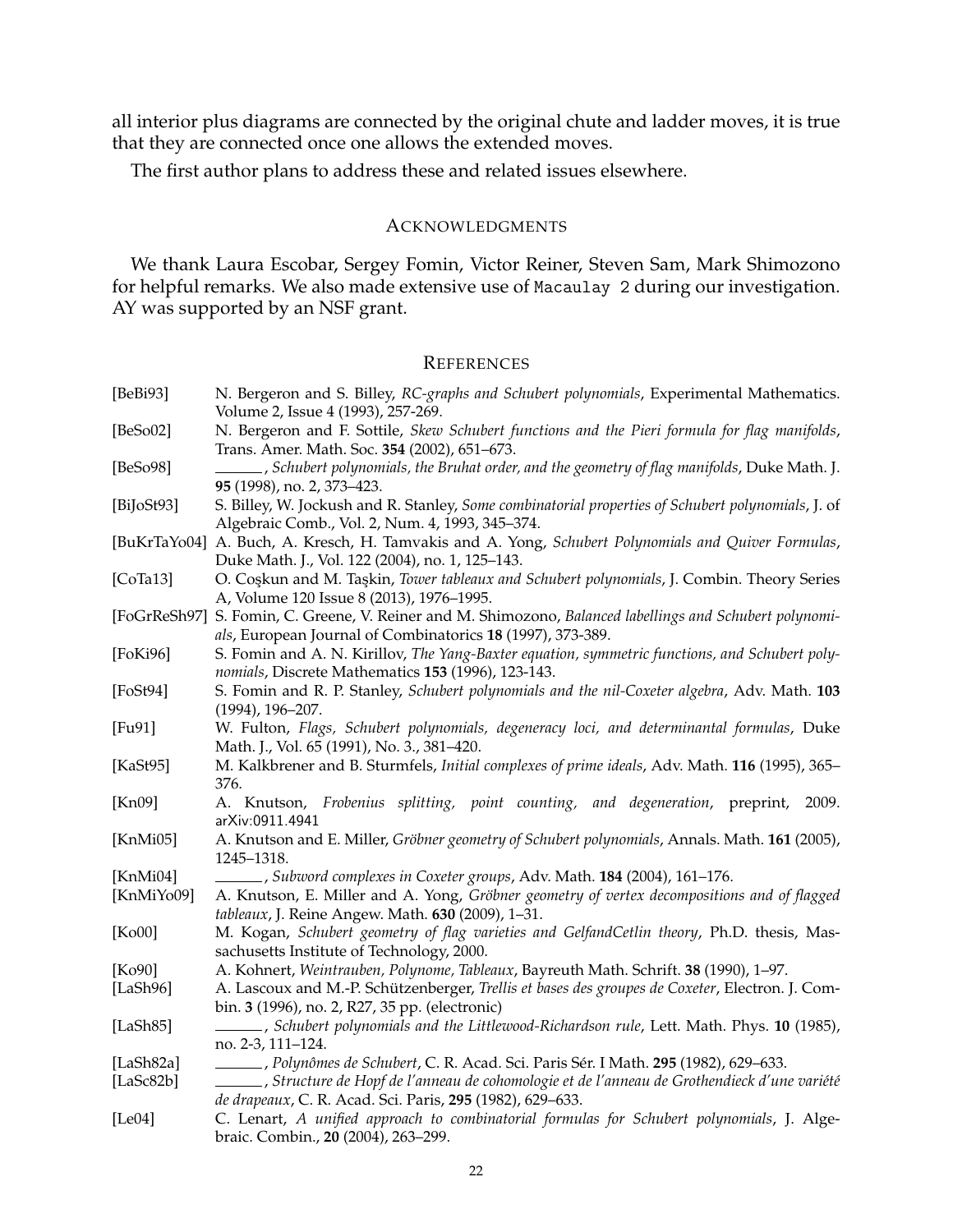all interior plus diagrams are connected by the original chute and ladder moves, it is true that they are connected once one allows the extended moves.

The first author plans to address these and related issues elsewhere.

## ACKNOWLEDGMENTS

We thank Laura Escobar, Sergey Fomin, Victor Reiner, Steven Sam, Mark Shimozono for helpful remarks. We also made extensive use of `Macaulay 2` during our investigation. AY was supported by an NSF grant.

## REFERENCES

- [BeBi93] N. Bergeron and S. Billey, *RC-graphs and Schubert polynomials*, Experimental Mathematics. Volume 2, Issue 4 (1993), 257-269.
- [BeSo02] N. Bergeron and F. Sottile, *Skew Schubert functions and the Pieri formula for flag manifolds*, Trans. Amer. Math. Soc. **354** (2002), 651–673.
- [BeSo98] ______, *Schubert polynomials, the Bruhat order, and the geometry of flag manifolds*, Duke Math. J. **95** (1998), no. 2, 373–423.
- [BiJoSt93] S. Billey, W. Jockush and R. Stanley, *Some combinatorial properties of Schubert polynomials*, J. of Algebraic Comb., Vol. 2, Num. 4, 1993, 345–374.
- [BuKrTaYo04] A. Buch, A. Kresch, H. Tamvakis and A. Yong, *Schubert Polynomials and Quiver Formulas*, Duke Math. J., Vol. 122 (2004), no. 1, 125–143.
- [CoTa13] O. Coşkun and M. Taşkin, *Tower tableaux and Schubert polynomials*, J. Combin. Theory Series A, Volume 120 Issue 8 (2013), 1976–1995.
- [FoGrReSh97] S. Fomin, C. Greene, V. Reiner and M. Shimozono, *Balanced labellings and Schubert polynomials*, European Journal of Combinatorics **18** (1997), 373-389.
- [FoKi96] S. Fomin and A. N. Kirillov, *The Yang-Baxter equation, symmetric functions, and Schubert polynomials*, Discrete Mathematics **153** (1996), 123-143.
- [FoSt94] S. Fomin and R. P. Stanley, *Schubert polynomials and the nil-Coxeter algebra*, Adv. Math. **103** (1994), 196–207.
- [Fu91] W. Fulton, *Flags, Schubert polynomials, degeneracy loci, and determinantal formulas*, Duke Math. J., Vol. 65 (1991), No. 3., 381–420.
- [KaSt95] M. Kalkbrener and B. Sturmfels, *Initial complexes of prime ideals*, Adv. Math. **116** (1995), 365–376.
- [Kn09] A. Knutson, *Frobenius splitting, point counting, and degeneration*, preprint, 2009. arXiv:0911.4941
- [KnMi05] A. Knutson and E. Miller, *Gröbner geometry of Schubert polynomials*, Annals. Math. **161** (2005), 1245–1318.
- [KnMi04] ______, *Subword complexes in Coxeter groups*, Adv. Math. **184** (2004), 161–176.
- [KnMiYo09] A. Knutson, E. Miller and A. Yong, *Gröbner geometry of vertex decompositions and of flagged tableaux*, J. Reine Angew. Math. **630** (2009), 1–31.
- [Ko00] M. Kogan, *Schubert geometry of flag varieties and GelfandCetlin theory*, Ph.D. thesis, Massachusetts Institute of Technology, 2000.
- [Ko90] A. Kohnert, *Weintrauben, Polynome, Tableaux*, Bayreuth Math. Schrift. **38** (1990), 1–97.
- [LaSh96] A. Lascoux and M.-P. Schützenberger, *Trellis et bases des groupes de Coxeter*, Electron. J. Combin. **3** (1996), no. 2, R27, 35 pp. (electronic)
- [LaSh85] ______, *Schubert polynomials and the Littlewood-Richardson rule*, Lett. Math. Phys. **10** (1985), no. 2-3, 111–124.
- [LaSh82a] ______, *Polynômes de Schubert*, C. R. Acad. Sci. Paris Sér. I Math. **295** (1982), 629–633.
- [LaSc82b] ______, *Structure de Hopf de l'anneau de cohomologie et de l'anneau de Grothendieck d'une variété de drapeaux*, C. R. Acad. Sci. Paris, **295** (1982), 629–633.
- [Le04] C. Lenart, *A unified approach to combinatorial formulas for Schubert polynomials*, J. Algebraic. Combin., **20** (2004), 263–299.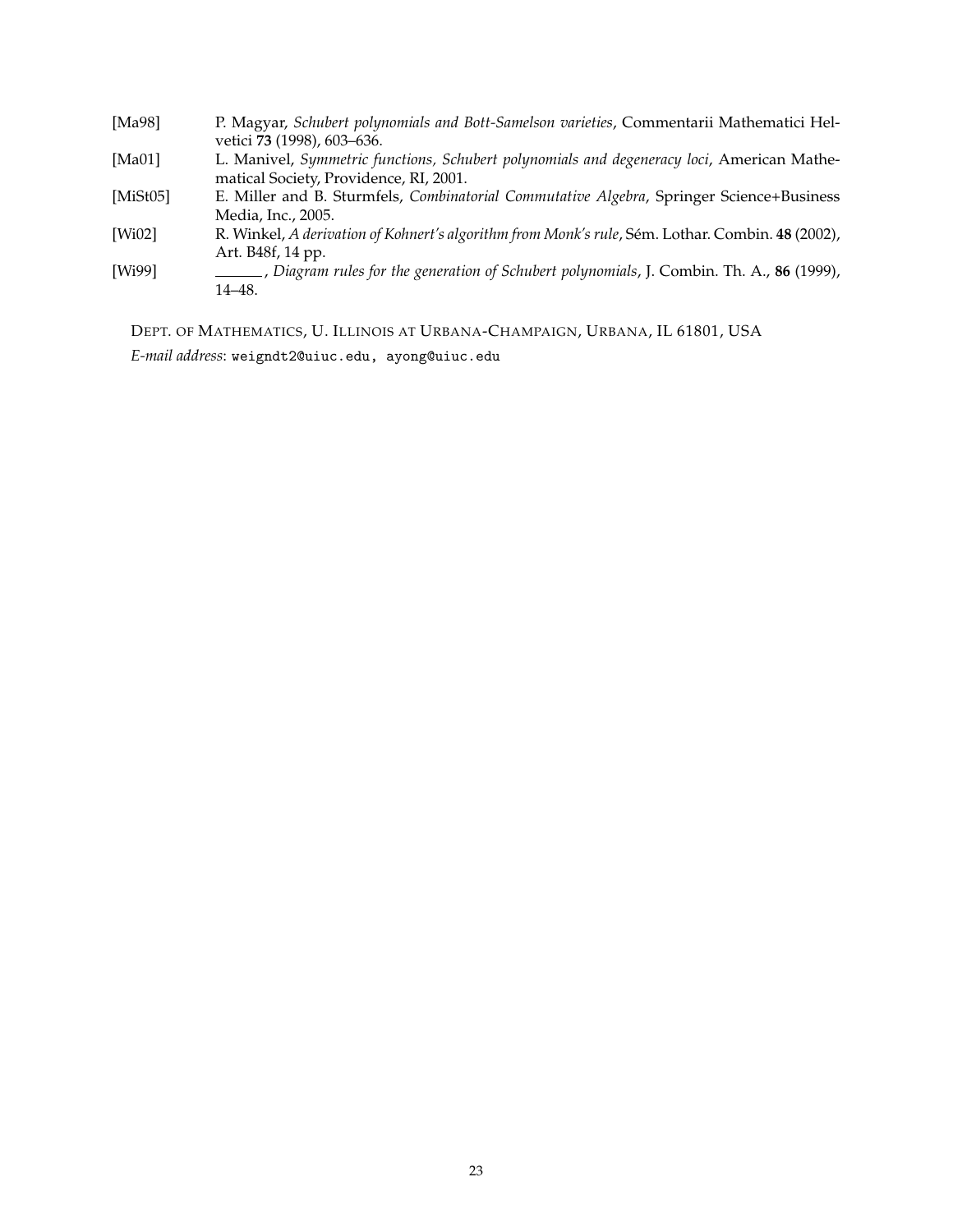[Ma98] P. Magyar, *Schubert polynomials and Bott-Samelson varieties*, Commentarii Mathematici Helvetici **73** (1998), 603–636.

[Ma01] L. Manivel, *Symmetric functions, Schubert polynomials and degeneracy loci*, American Mathematical Society, Providence, RI, 2001.

[MiSt05] E. Miller and B. Sturmfels, *Combinatorial Commutative Algebra*, Springer Science+Business Media, Inc., 2005.

[Wi02] R. Winkel, *A derivation of Kohnert's algorithm from Monk's rule*, Sém. Lothar. Combin. **48** (2002), Art. B48f, 14 pp.

[Wi99] ______, *Diagram rules for the generation of Schubert polynomials*, J. Combin. Th. A., **86** (1999), 14–48.

DEPT. OF MATHEMATICS, U. ILLINOIS AT URBANA-CHAMPAIGN, URBANA, IL 61801, USA

*E-mail address*: weigndt2@uiuc.edu, ayong@uiuc.edu